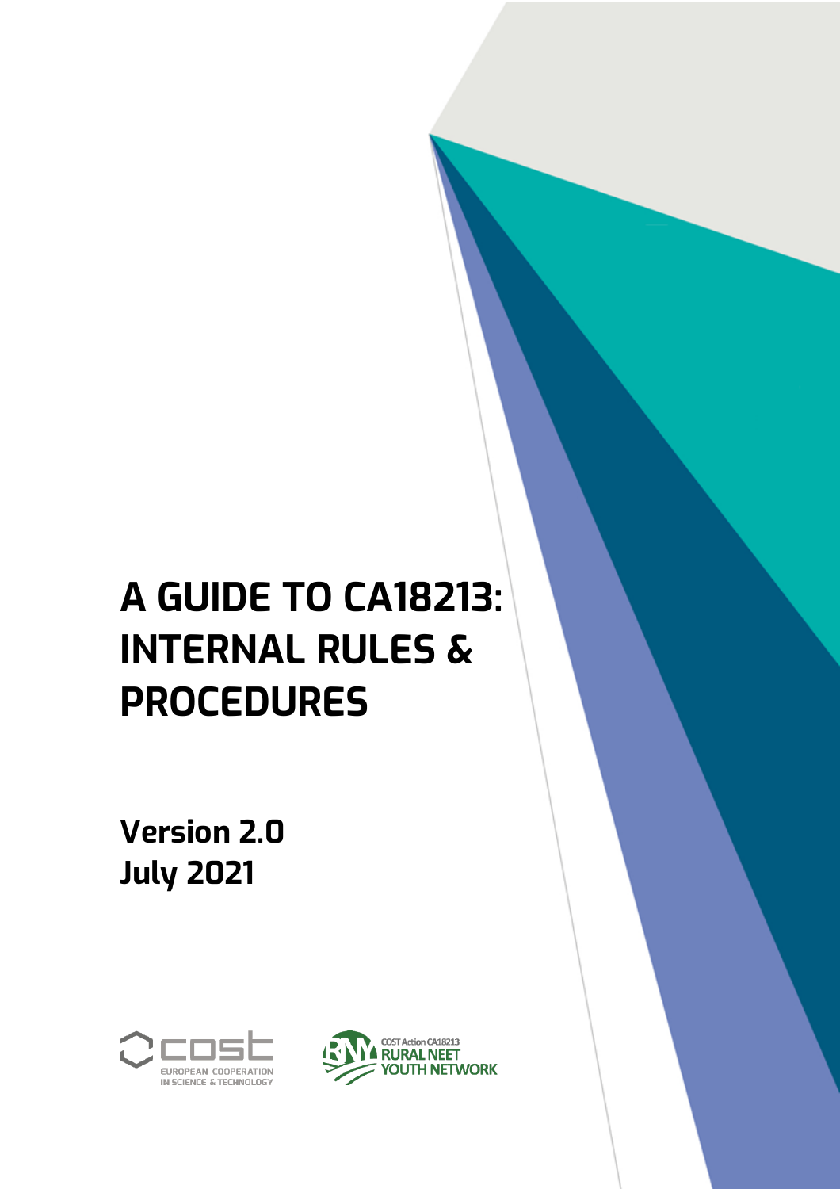# A GUIDE TO CA18213: INTERNAL RULES & PROCEDURES

**Version 2.0**
**July 2021**

COST EUROPEAN COOPERATION IN SCIENCE & TECHNOLOGY

COST Action CA18213 RURAL NEET YOUTH NETWORK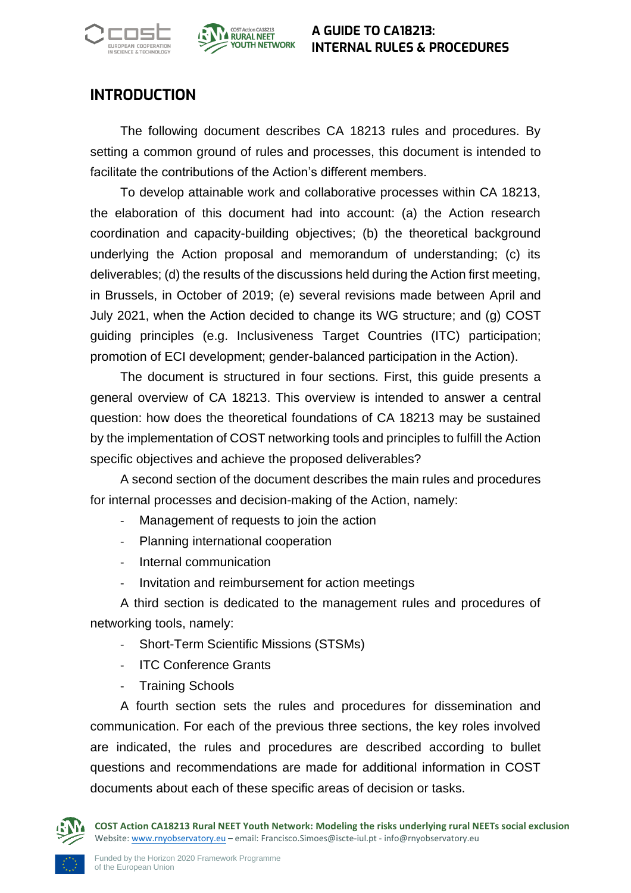## INTRODUCTION

The following document describes CA 18213 rules and procedures. By setting a common ground of rules and processes, this document is intended to facilitate the contributions of the Action's different members.

To develop attainable work and collaborative processes within CA 18213, the elaboration of this document had into account: (a) the Action research coordination and capacity-building objectives; (b) the theoretical background underlying the Action proposal and memorandum of understanding; (c) its deliverables; (d) the results of the discussions held during the Action first meeting, in Brussels, in October of 2019; (e) several revisions made between April and July 2021, when the Action decided to change its WG structure; and (g) COST guiding principles (e.g. Inclusiveness Target Countries (ITC) participation; promotion of ECI development; gender-balanced participation in the Action).

The document is structured in four sections. First, this guide presents a general overview of CA 18213. This overview is intended to answer a central question: how does the theoretical foundations of CA 18213 may be sustained by the implementation of COST networking tools and principles to fulfill the Action specific objectives and achieve the proposed deliverables?

A second section of the document describes the main rules and procedures for internal processes and decision-making of the Action, namely:

- Management of requests to join the action
- Planning international cooperation
- Internal communication
- Invitation and reimbursement for action meetings

A third section is dedicated to the management rules and procedures of networking tools, namely:

- Short-Term Scientific Missions (STSMs)
- ITC Conference Grants
- Training Schools

A fourth section sets the rules and procedures for dissemination and communication. For each of the previous three sections, the key roles involved are indicated, the rules and procedures are described according to bullet questions and recommendations are made for additional information in COST documents about each of these specific areas of decision or tasks.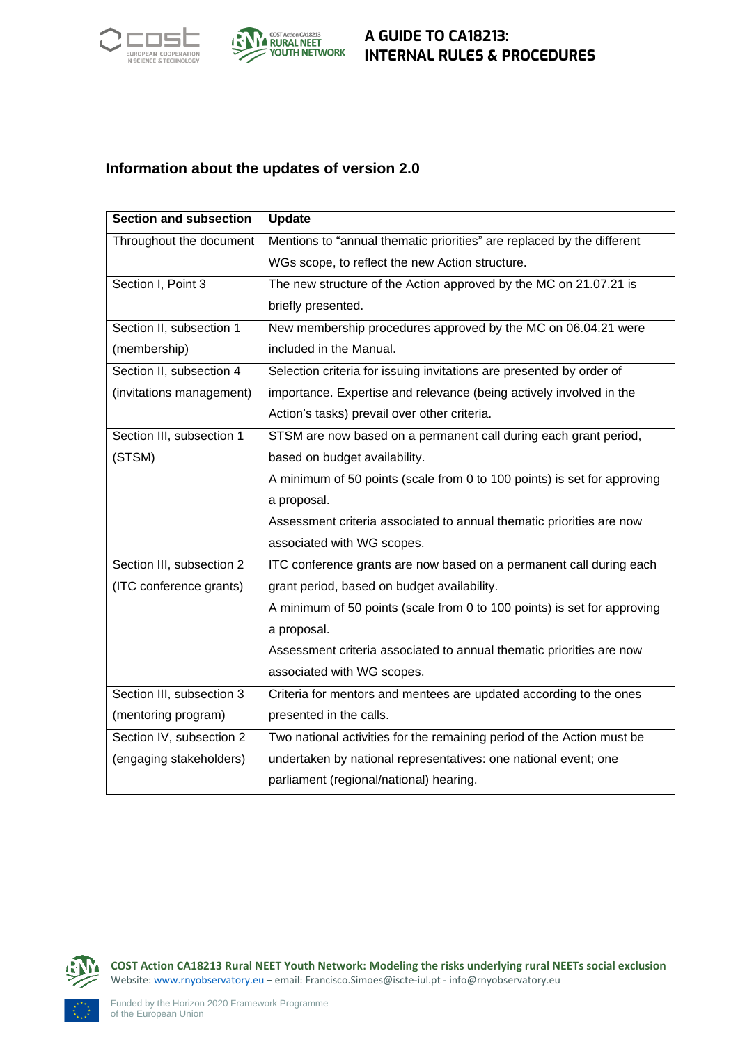## Information about the updates of version 2.0

| Section and subsection | Update |
|---|---|
| Throughout the document | Mentions to "annual thematic priorities" are replaced by the different WGs scope, to reflect the new Action structure. |
| Section I, Point 3 | The new structure of the Action approved by the MC on 21.07.21 is briefly presented. |
| Section II, subsection 1 (membership) | New membership procedures approved by the MC on 06.04.21 were included in the Manual. |
| Section II, subsection 4 (invitations management) | Selection criteria for issuing invitations are presented by order of importance. Expertise and relevance (being actively involved in the Action's tasks) prevail over other criteria. |
| Section III, subsection 1 (STSM) | STSM are now based on a permanent call during each grant period, based on budget availability.<br>A minimum of 50 points (scale from 0 to 100 points) is set for approving a proposal.<br>Assessment criteria associated to annual thematic priorities are now associated with WG scopes. |
| Section III, subsection 2 (ITC conference grants) | ITC conference grants are now based on a permanent call during each grant period, based on budget availability.<br>A minimum of 50 points (scale from 0 to 100 points) is set for approving a proposal.<br>Assessment criteria associated to annual thematic priorities are now associated with WG scopes. |
| Section III, subsection 3 (mentoring program) | Criteria for mentors and mentees are updated according to the ones presented in the calls. |
| Section IV, subsection 2 (engaging stakeholders) | Two national activities for the remaining period of the Action must be undertaken by national representatives: one national event; one parliament (regional/national) hearing. |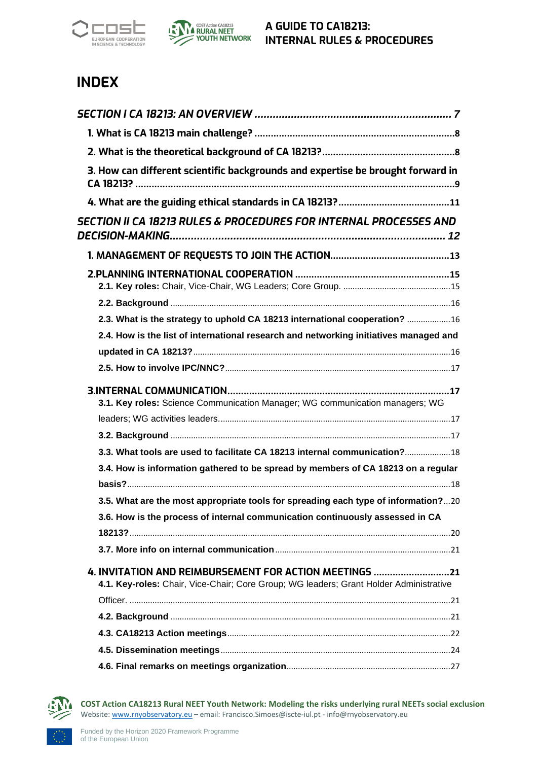# INDEX

*SECTION I CA 18213: AN OVERVIEW* ..... 7

1. What is CA 18213 main challenge? ..... 8

2. What is the theoretical background of CA 18213? ..... 8

3. How can different scientific backgrounds and expertise be brought forward in CA 18213? ..... 9

4. What are the guiding ethical standards in CA 18213? ..... 11

*SECTION II CA 18213 RULES & PROCEDURES FOR INTERNAL PROCESSES AND DECISION-MAKING* ..... 12

1. MANAGEMENT OF REQUESTS TO JOIN THE ACTION ..... 13

2. PLANNING INTERNATIONAL COOPERATION ..... 15

- **2.1. Key roles:** Chair, Vice-Chair, WG Leaders; Core Group. ..... 15
- **2.2. Background** ..... 16
- **2.3. What is the strategy to uphold CA 18213 international cooperation?** ..... 16
- **2.4. How is the list of international research and networking initiatives managed and updated in CA 18213?** ..... 16
- **2.5. How to involve IPC/NNC?** ..... 17

3. INTERNAL COMMUNICATION ..... 17

- **3.1. Key roles:** Science Communication Manager; WG communication managers; WG leaders; WG activities leaders. ..... 17
- **3.2. Background** ..... 17
- **3.3. What tools are used to facilitate CA 18213 internal communication?** ..... 18
- **3.4. How is information gathered to be spread by members of CA 18213 on a regular basis?** ..... 18
- **3.5. What are the most appropriate tools for spreading each type of information?** ..... 20
- **3.6. How is the process of internal communication continuously assessed in CA 18213?** ..... 20
- **3.7. More info on internal communication** ..... 21

4. INVITATION AND REIMBURSEMENT FOR ACTION MEETINGS ..... 21

- **4.1. Key-roles:** Chair, Vice-Chair; Core Group; WG leaders; Grant Holder Administrative Officer. ..... 21
- **4.2. Background** ..... 21
- **4.3. CA18213 Action meetings** ..... 22
- **4.5. Dissemination meetings** ..... 24
- **4.6. Final remarks on meetings organization** ..... 27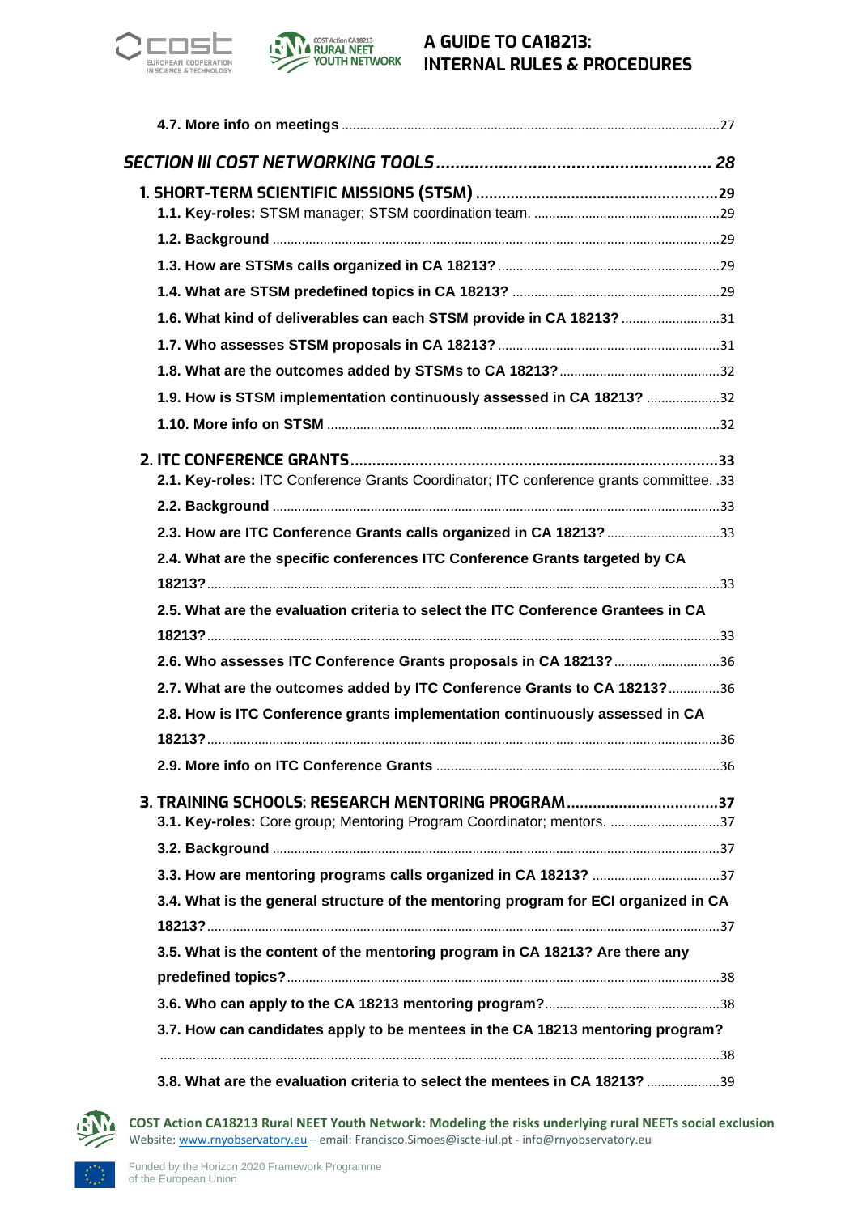**4.7. More info on meetings** ........................................................................................................ 27

***SECTION III COST NETWORKING TOOLS*** ........................................................ 28

**1. SHORT-TERM SCIENTIFIC MISSIONS (STSM)** ........................................................ 29

**1.1. Key-roles:** STSM manager; STSM coordination team. .................................................. 29

**1.2. Background** ........................................................................................................ 29

**1.3. How are STSMs calls organized in CA 18213?** ........................................................ 29

**1.4. What are STSM predefined topics in CA 18213?** ........................................................ 29

**1.6. What kind of deliverables can each STSM provide in CA 18213?** .......................... 31

**1.7. Who assesses STSM proposals in CA 18213?** ........................................................ 31

**1.8. What are the outcomes added by STSMs to CA 18213?** ........................................ 32

**1.9. How is STSM implementation continuously assessed in CA 18213?** .................... 32

**1.10. More info on STSM** ........................................................................................................ 32

**2. ITC CONFERENCE GRANTS** ........................................................................................ 33

**2.1. Key-roles:** ITC Conference Grants Coordinator; ITC conference grants committee. . 33

**2.2. Background** ........................................................................................................ 33

**2.3. How are ITC Conference Grants calls organized in CA 18213?** ............................ 33

**2.4. What are the specific conferences ITC Conference Grants targeted by CA 18213?** ........................................................................................................ 33

**2.5. What are the evaluation criteria to select the ITC Conference Grantees in CA 18213?** ........................................................................................................ 33

**2.6. Who assesses ITC Conference Grants proposals in CA 18213?** ............................ 36

**2.7. What are the outcomes added by ITC Conference Grants to CA 18213?** .............. 36

**2.8. How is ITC Conference grants implementation continuously assessed in CA 18213?** ........................................................................................................ 36

**2.9. More info on ITC Conference Grants** ........................................................................ 36

**3. TRAINING SCHOOLS: RESEARCH MENTORING PROGRAM** .................................. 37

**3.1. Key-roles:** Core group; Mentoring Program Coordinator; mentors. .............................. 37

**3.2. Background** ........................................................................................................ 37

**3.3. How are mentoring programs calls organized in CA 18213?** .................................. 37

**3.4. What is the general structure of the mentoring program for ECI organized in CA 18213?** ........................................................................................................ 37

**3.5. What is the content of the mentoring program in CA 18213? Are there any predefined topics?** ........................................................................................................ 38

**3.6. Who can apply to the CA 18213 mentoring program?** ............................................ 38

**3.7. How can candidates apply to be mentees in the CA 18213 mentoring program?** ........................................................................................................ 38

**3.8. What are the evaluation criteria to select the mentees in CA 18213?** .................... 39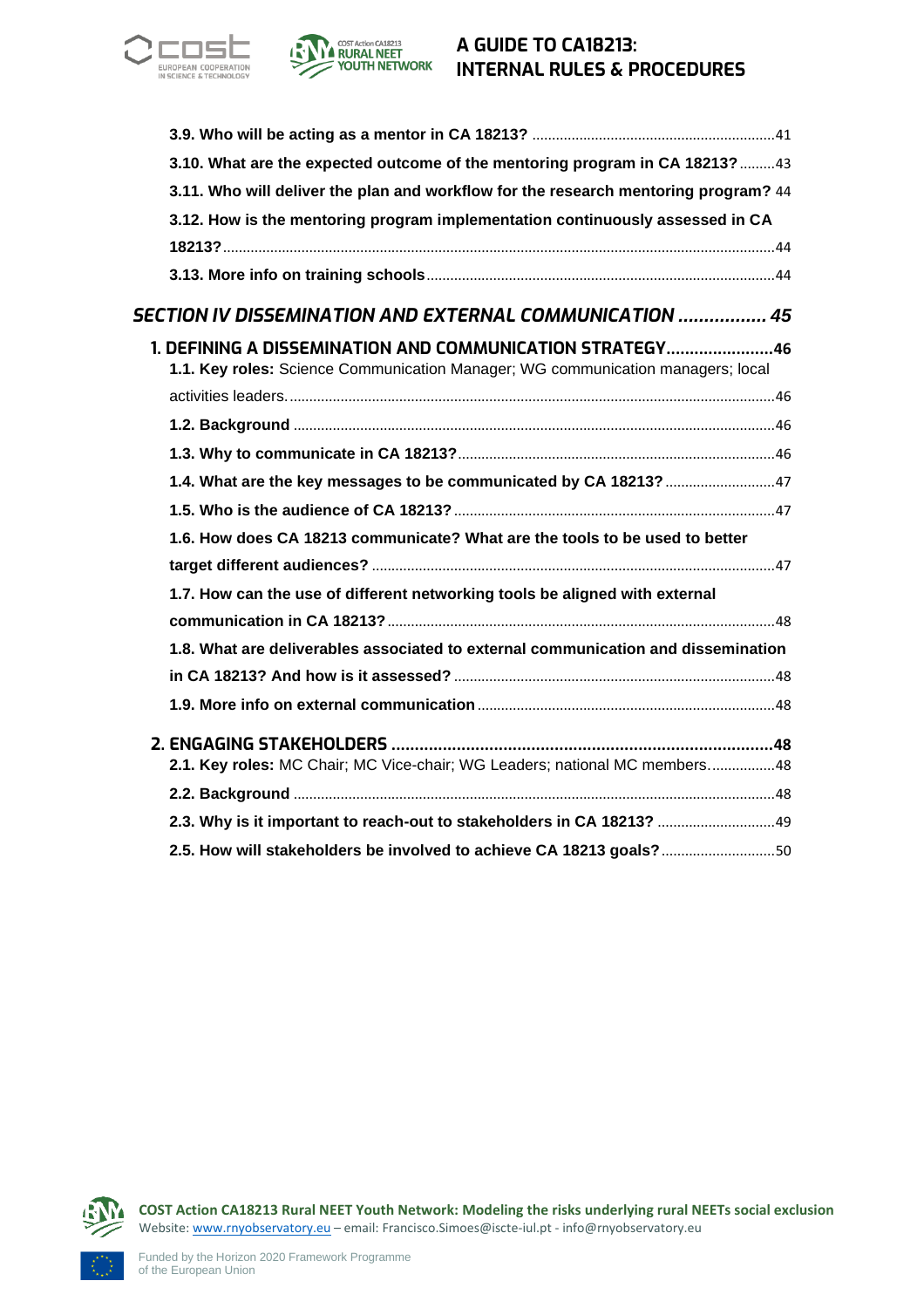**3.9. Who will be acting as a mentor in CA 18213?** ............................................................41

**3.10. What are the expected outcome of the mentoring program in CA 18213?** .........43

**3.11. Who will deliver the plan and workflow for the research mentoring program?** 44

**3.12. How is the mentoring program implementation continuously assessed in CA 18213?** ..............................................................................................................................44

**3.13. More info on training schools** ........................................................................................44

***SECTION IV DISSEMINATION AND EXTERNAL COMMUNICATION ................ 45***

**1. DEFINING A DISSEMINATION AND COMMUNICATION STRATEGY......................46**

**1.1. Key roles:** Science Communication Manager; WG communication managers; local activities leaders. ............................................................................................................46

**1.2. Background** .........................................................................................................46

**1.3. Why to communicate in CA 18213?** ...............................................................46

**1.4. What are the key messages to be communicated by CA 18213?** ............................47

**1.5. Who is the audience of CA 18213?** ...............................................................47

**1.6. How does CA 18213 communicate? What are the tools to be used to better target different audiences?** ......................................................................................47

**1.7. How can the use of different networking tools be aligned with external communication in CA 18213?** ..................................................................................48

**1.8. What are deliverables associated to external communication and dissemination in CA 18213? And how is it assessed?** ...............................................................48

**1.9. More info on external communication** ...............................................................48

**2. ENGAGING STAKEHOLDERS ...............................................................................48**

**2.1. Key roles:** MC Chair; MC Vice-chair; WG Leaders; national MC members.................48

**2.2. Background** .........................................................................................................48

**2.3. Why is it important to reach-out to stakeholders in CA 18213?** ..............................49

**2.5. How will stakeholders be involved to achieve CA 18213 goals?** .............................50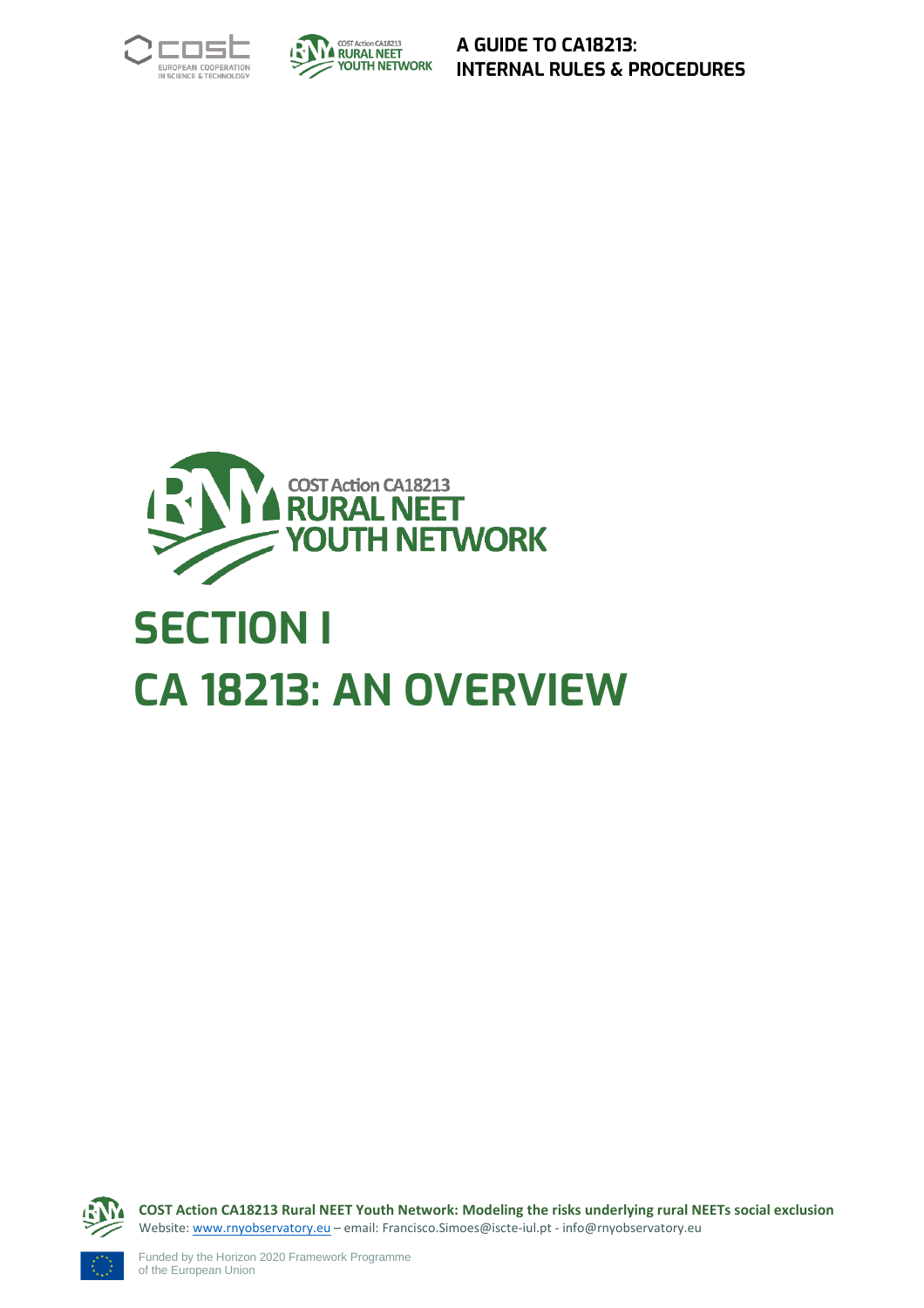# SECTION I

# CA 18213: AN OVERVIEW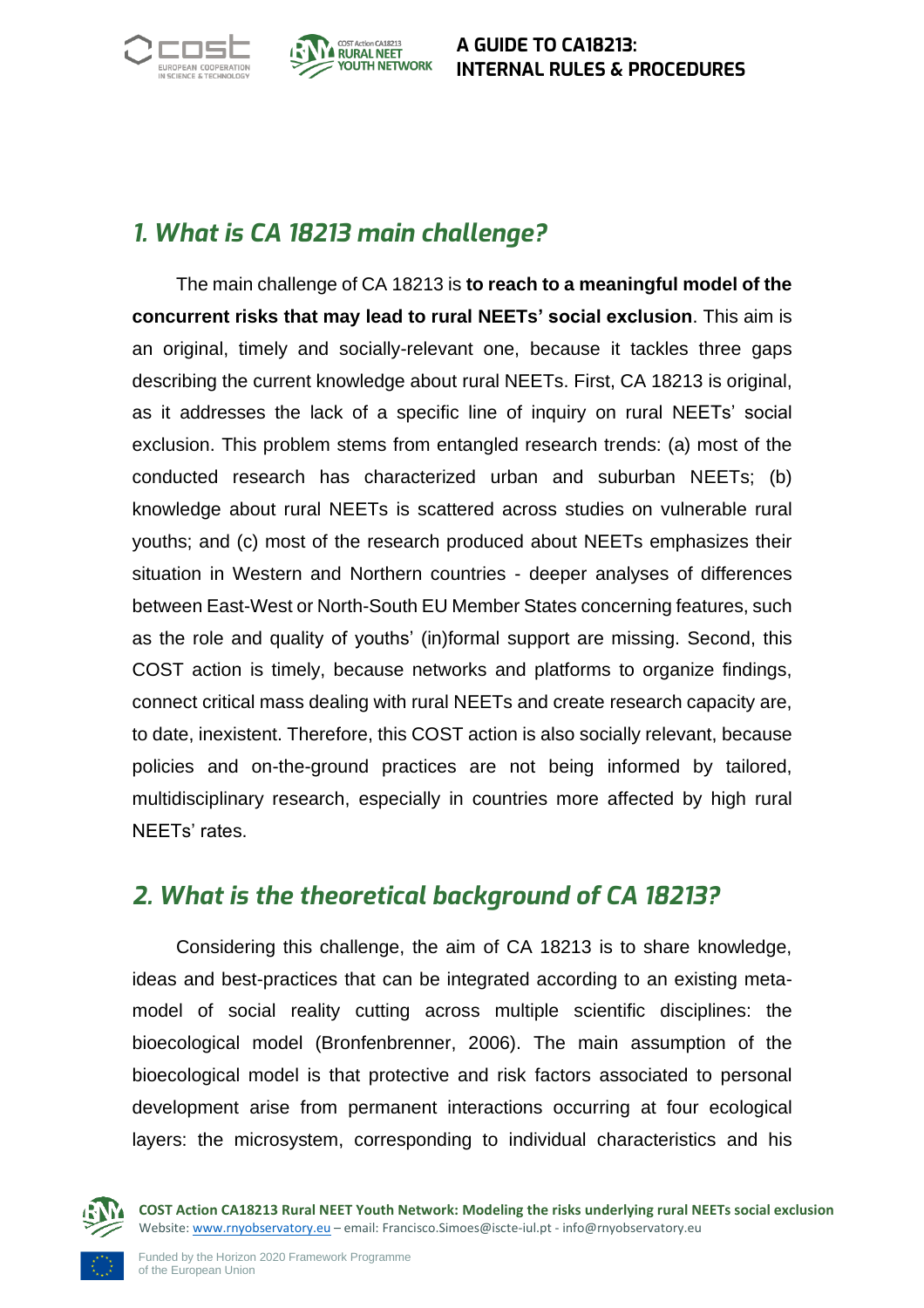## *1. What is CA 18213 main challenge?*

The main challenge of CA 18213 is **to reach to a meaningful model of the concurrent risks that may lead to rural NEETs' social exclusion**. This aim is an original, timely and socially-relevant one, because it tackles three gaps describing the current knowledge about rural NEETs. First, CA 18213 is original, as it addresses the lack of a specific line of inquiry on rural NEETs' social exclusion. This problem stems from entangled research trends: (a) most of the conducted research has characterized urban and suburban NEETs; (b) knowledge about rural NEETs is scattered across studies on vulnerable rural youths; and (c) most of the research produced about NEETs emphasizes their situation in Western and Northern countries - deeper analyses of differences between East-West or North-South EU Member States concerning features, such as the role and quality of youths' (in)formal support are missing. Second, this COST action is timely, because networks and platforms to organize findings, connect critical mass dealing with rural NEETs and create research capacity are, to date, inexistent. Therefore, this COST action is also socially relevant, because policies and on-the-ground practices are not being informed by tailored, multidisciplinary research, especially in countries more affected by high rural NEETs' rates.

## *2. What is the theoretical background of CA 18213?*

Considering this challenge, the aim of CA 18213 is to share knowledge, ideas and best-practices that can be integrated according to an existing meta-model of social reality cutting across multiple scientific disciplines: the bioecological model (Bronfenbrenner, 2006). The main assumption of the bioecological model is that protective and risk factors associated to personal development arise from permanent interactions occurring at four ecological layers: the microsystem, corresponding to individual characteristics and his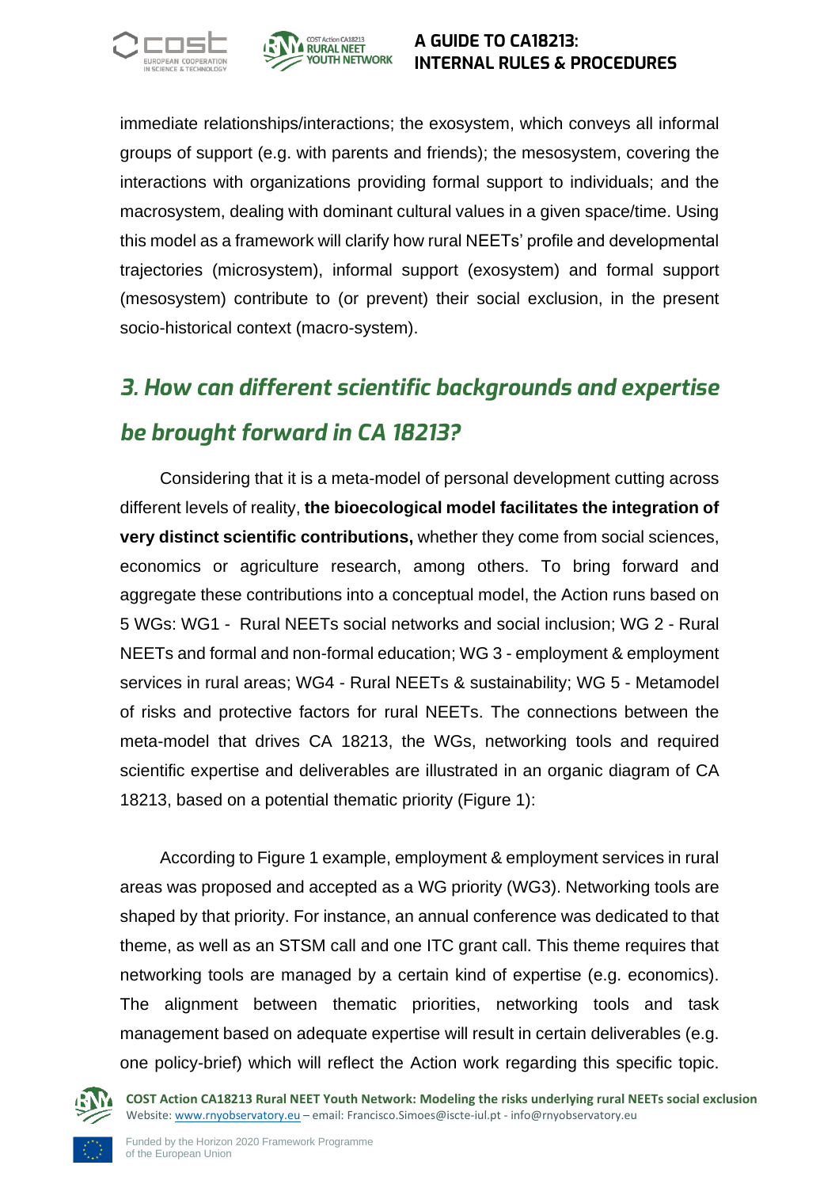immediate relationships/interactions; the exosystem, which conveys all informal groups of support (e.g. with parents and friends); the mesosystem, covering the interactions with organizations providing formal support to individuals; and the macrosystem, dealing with dominant cultural values in a given space/time. Using this model as a framework will clarify how rural NEETs' profile and developmental trajectories (microsystem), informal support (exosystem) and formal support (mesosystem) contribute to (or prevent) their social exclusion, in the present socio-historical context (macro-system).

## *3. How can different scientific backgrounds and expertise be brought forward in CA 18213?*

Considering that it is a meta-model of personal development cutting across different levels of reality, **the bioecological model facilitates the integration of very distinct scientific contributions,** whether they come from social sciences, economics or agriculture research, among others. To bring forward and aggregate these contributions into a conceptual model, the Action runs based on 5 WGs: WG1 - Rural NEETs social networks and social inclusion; WG 2 - Rural NEETs and formal and non-formal education; WG 3 - employment & employment services in rural areas; WG4 - Rural NEETs & sustainability; WG 5 - Metamodel of risks and protective factors for rural NEETs. The connections between the meta-model that drives CA 18213, the WGs, networking tools and required scientific expertise and deliverables are illustrated in an organic diagram of CA 18213, based on a potential thematic priority (Figure 1):

According to Figure 1 example, employment & employment services in rural areas was proposed and accepted as a WG priority (WG3). Networking tools are shaped by that priority. For instance, an annual conference was dedicated to that theme, as well as an STSM call and one ITC grant call. This theme requires that networking tools are managed by a certain kind of expertise (e.g. economics). The alignment between thematic priorities, networking tools and task management based on adequate expertise will result in certain deliverables (e.g. one policy-brief) which will reflect the Action work regarding this specific topic.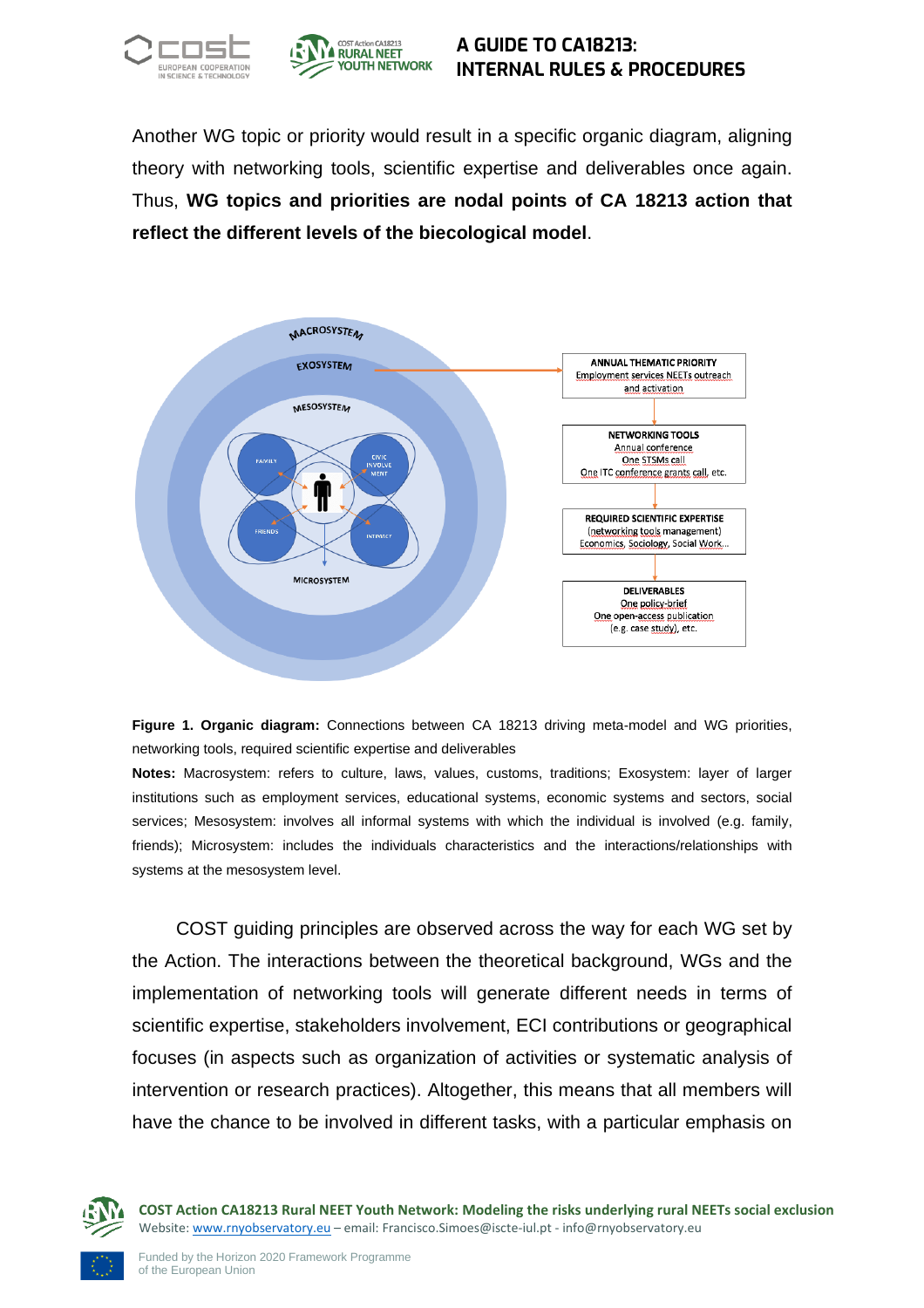Another WG topic or priority would result in a specific organic diagram, aligning theory with networking tools, scientific expertise and deliverables once again. Thus, **WG topics and priorities are nodal points of CA 18213 action that reflect the different levels of the biecological model**.

MACROSYSTEM

EXOSYSTEM

MESOSYSTEM

FAMILY

CIVIC INVOLVEMENT

FRIENDS

INTIMACY

MICROSYSTEM

**ANNUAL THEMATIC PRIORITY**
Employment services NEETs outreach and activation

**NETWORKING TOOLS**
Annual conference
One STSMs call
One ITC conference grants call, etc.

**REQUIRED SCIENTIFIC EXPERTISE**
(networking tools management)
Economics, Sociology, Social Work…

**DELIVERABLES**
One policy-brief
One open-access publication
(e.g. case study), etc.

**Figure 1. Organic diagram:** Connections between CA 18213 driving meta-model and WG priorities, networking tools, required scientific expertise and deliverables

**Notes:** Macrosystem: refers to culture, laws, values, customs, traditions; Exosystem: layer of larger institutions such as employment services, educational systems, economic systems and sectors, social services; Mesosystem: involves all informal systems with which the individual is involved (e.g. family, friends); Microsystem: includes the individuals characteristics and the interactions/relationships with systems at the mesosystem level.

COST guiding principles are observed across the way for each WG set by the Action. The interactions between the theoretical background, WGs and the implementation of networking tools will generate different needs in terms of scientific expertise, stakeholders involvement, ECI contributions or geographical focuses (in aspects such as organization of activities or systematic analysis of intervention or research practices). Altogether, this means that all members will have the chance to be involved in different tasks, with a particular emphasis on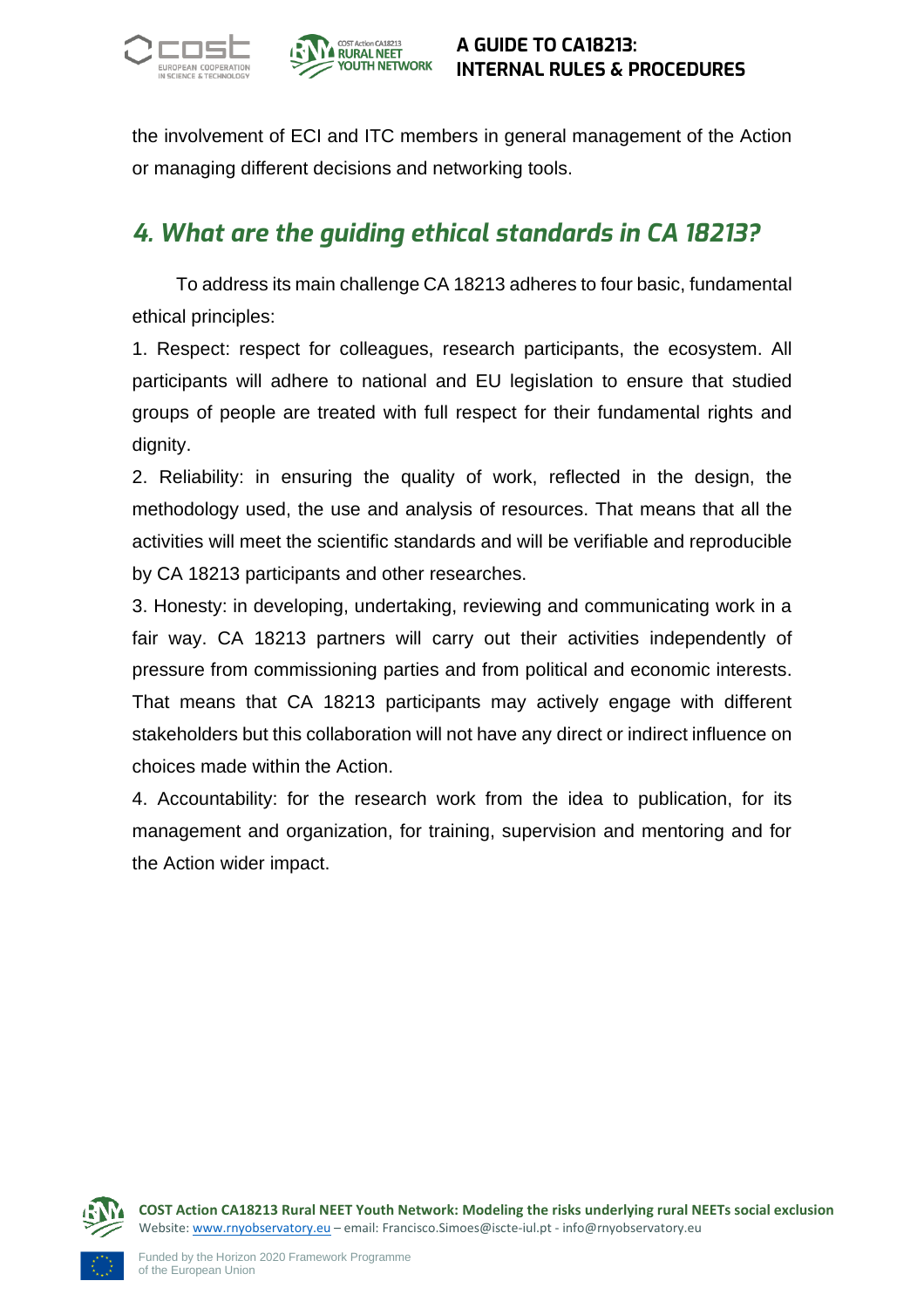the involvement of ECI and ITC members in general management of the Action or managing different decisions and networking tools.

## *4. What are the guiding ethical standards in CA 18213?*

To address its main challenge CA 18213 adheres to four basic, fundamental ethical principles:

1. Respect: respect for colleagues, research participants, the ecosystem. All participants will adhere to national and EU legislation to ensure that studied groups of people are treated with full respect for their fundamental rights and dignity.

2. Reliability: in ensuring the quality of work, reflected in the design, the methodology used, the use and analysis of resources. That means that all the activities will meet the scientific standards and will be verifiable and reproducible by CA 18213 participants and other researches.

3. Honesty: in developing, undertaking, reviewing and communicating work in a fair way. CA 18213 partners will carry out their activities independently of pressure from commissioning parties and from political and economic interests. That means that CA 18213 participants may actively engage with different stakeholders but this collaboration will not have any direct or indirect influence on choices made within the Action.

4. Accountability: for the research work from the idea to publication, for its management and organization, for training, supervision and mentoring and for the Action wider impact.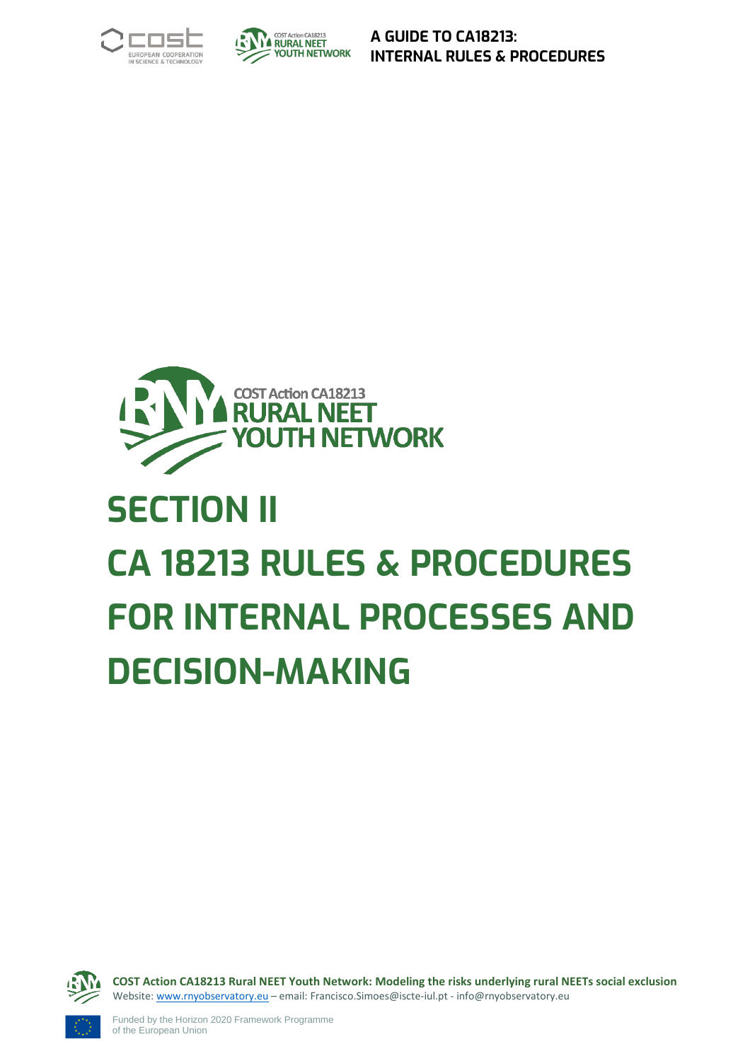# SECTION II

# CA 18213 RULES & PROCEDURES FOR INTERNAL PROCESSES AND DECISION-MAKING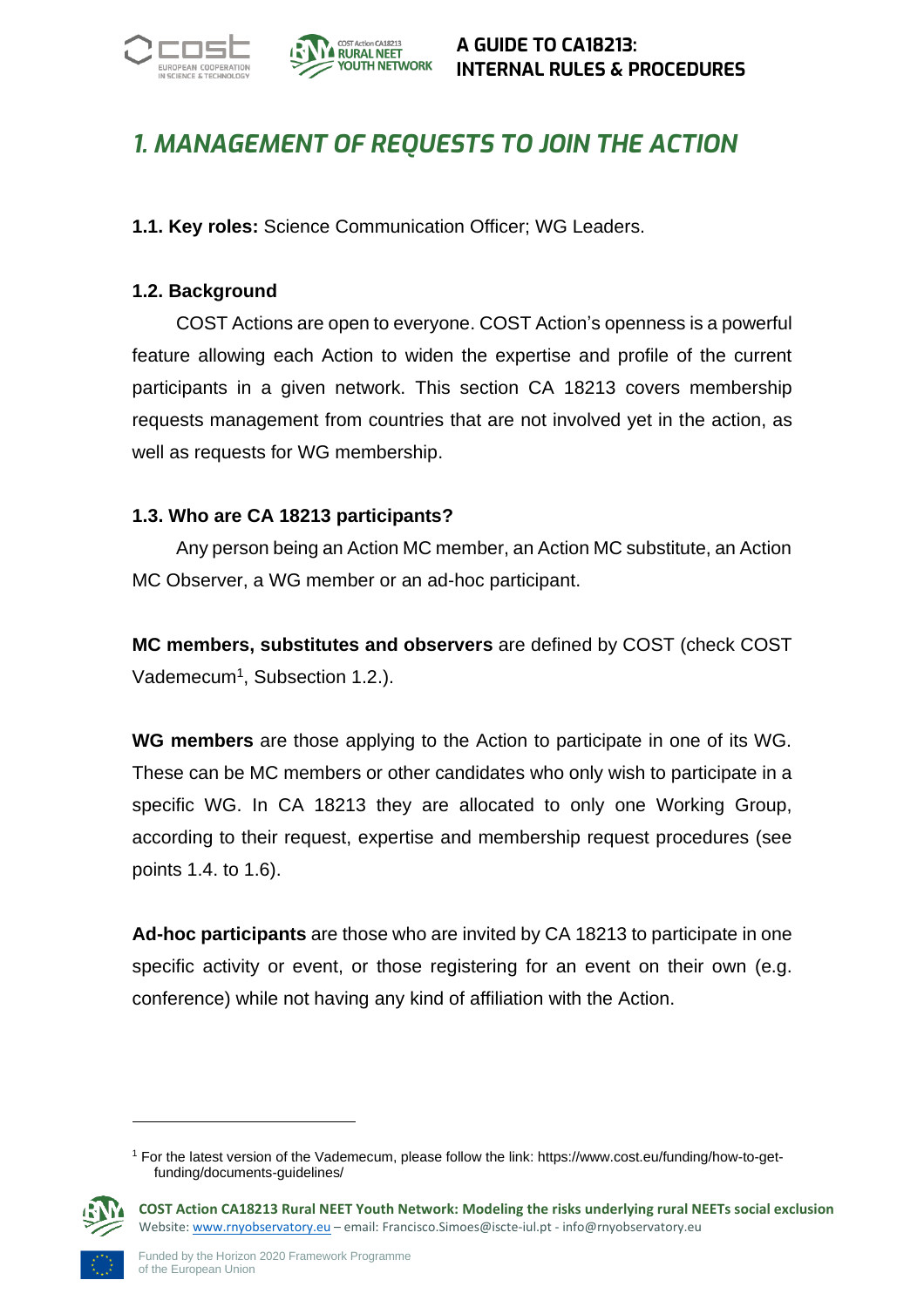# 1. MANAGEMENT OF REQUESTS TO JOIN THE ACTION

**1.1. Key roles:** Science Communication Officer; WG Leaders.

**1.2. Background**

COST Actions are open to everyone. COST Action's openness is a powerful feature allowing each Action to widen the expertise and profile of the current participants in a given network. This section CA 18213 covers membership requests management from countries that are not involved yet in the action, as well as requests for WG membership.

**1.3. Who are CA 18213 participants?**

Any person being an Action MC member, an Action MC substitute, an Action MC Observer, a WG member or an ad-hoc participant.

**MC members, substitutes and observers** are defined by COST (check COST Vademecum[1], Subsection 1.2.).

**WG members** are those applying to the Action to participate in one of its WG. These can be MC members or other candidates who only wish to participate in a specific WG. In CA 18213 they are allocated to only one Working Group, according to their request, expertise and membership request procedures (see points 1.4. to 1.6).

**Ad-hoc participants** are those who are invited by CA 18213 to participate in one specific activity or event, or those registering for an event on their own (e.g. conference) while not having any kind of affiliation with the Action.

[1] For the latest version of the Vademecum, please follow the link: https://www.cost.eu/funding/how-to-get-funding/documents-guidelines/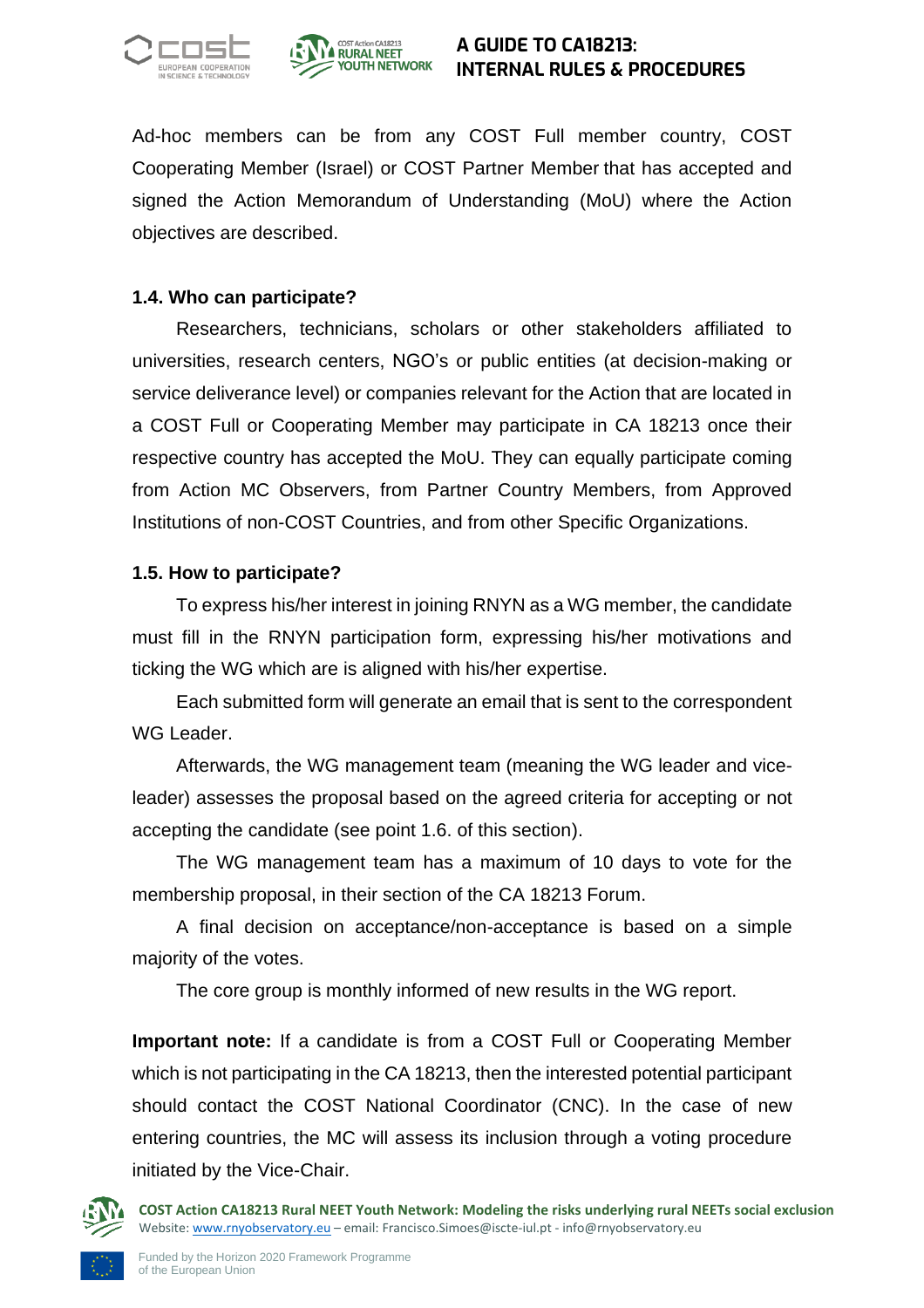Ad-hoc members can be from any COST Full member country, COST Cooperating Member (Israel) or COST Partner Member that has accepted and signed the Action Memorandum of Understanding (MoU) where the Action objectives are described.

### 1.4. Who can participate?

Researchers, technicians, scholars or other stakeholders affiliated to universities, research centers, NGO's or public entities (at decision-making or service deliverance level) or companies relevant for the Action that are located in a COST Full or Cooperating Member may participate in CA 18213 once their respective country has accepted the MoU. They can equally participate coming from Action MC Observers, from Partner Country Members, from Approved Institutions of non-COST Countries, and from other Specific Organizations.

### 1.5. How to participate?

To express his/her interest in joining RNYN as a WG member, the candidate must fill in the RNYN participation form, expressing his/her motivations and ticking the WG which are is aligned with his/her expertise.

Each submitted form will generate an email that is sent to the correspondent WG Leader.

Afterwards, the WG management team (meaning the WG leader and vice-leader) assesses the proposal based on the agreed criteria for accepting or not accepting the candidate (see point 1.6. of this section).

The WG management team has a maximum of 10 days to vote for the membership proposal, in their section of the CA 18213 Forum.

A final decision on acceptance/non-acceptance is based on a simple majority of the votes.

The core group is monthly informed of new results in the WG report.

**Important note:** If a candidate is from a COST Full or Cooperating Member which is not participating in the CA 18213, then the interested potential participant should contact the COST National Coordinator (CNC). In the case of new entering countries, the MC will assess its inclusion through a voting procedure initiated by the Vice-Chair.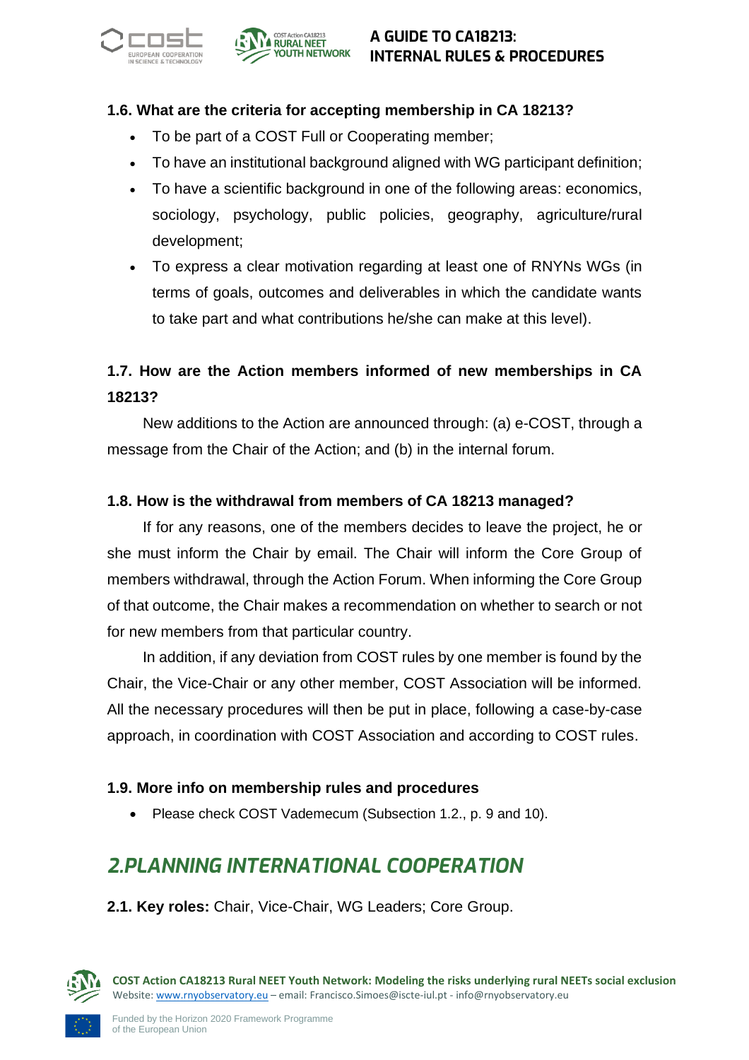### 1.6. What are the criteria for accepting membership in CA 18213?

- To be part of a COST Full or Cooperating member;
- To have an institutional background aligned with WG participant definition;
- To have a scientific background in one of the following areas: economics, sociology, psychology, public policies, geography, agriculture/rural development;
- To express a clear motivation regarding at least one of RNYNs WGs (in terms of goals, outcomes and deliverables in which the candidate wants to take part and what contributions he/she can make at this level).

### 1.7. How are the Action members informed of new memberships in CA 18213?

New additions to the Action are announced through: (a) e-COST, through a message from the Chair of the Action; and (b) in the internal forum.

### 1.8. How is the withdrawal from members of CA 18213 managed?

If for any reasons, one of the members decides to leave the project, he or she must inform the Chair by email. The Chair will inform the Core Group of members withdrawal, through the Action Forum. When informing the Core Group of that outcome, the Chair makes a recommendation on whether to search or not for new members from that particular country.

In addition, if any deviation from COST rules by one member is found by the Chair, the Vice-Chair or any other member, COST Association will be informed. All the necessary procedures will then be put in place, following a case-by-case approach, in coordination with COST Association and according to COST rules.

### 1.9. More info on membership rules and procedures

- Please check COST Vademecum (Subsection 1.2., p. 9 and 10).

## 2.PLANNING INTERNATIONAL COOPERATION

**2.1. Key roles:** Chair, Vice-Chair, WG Leaders; Core Group.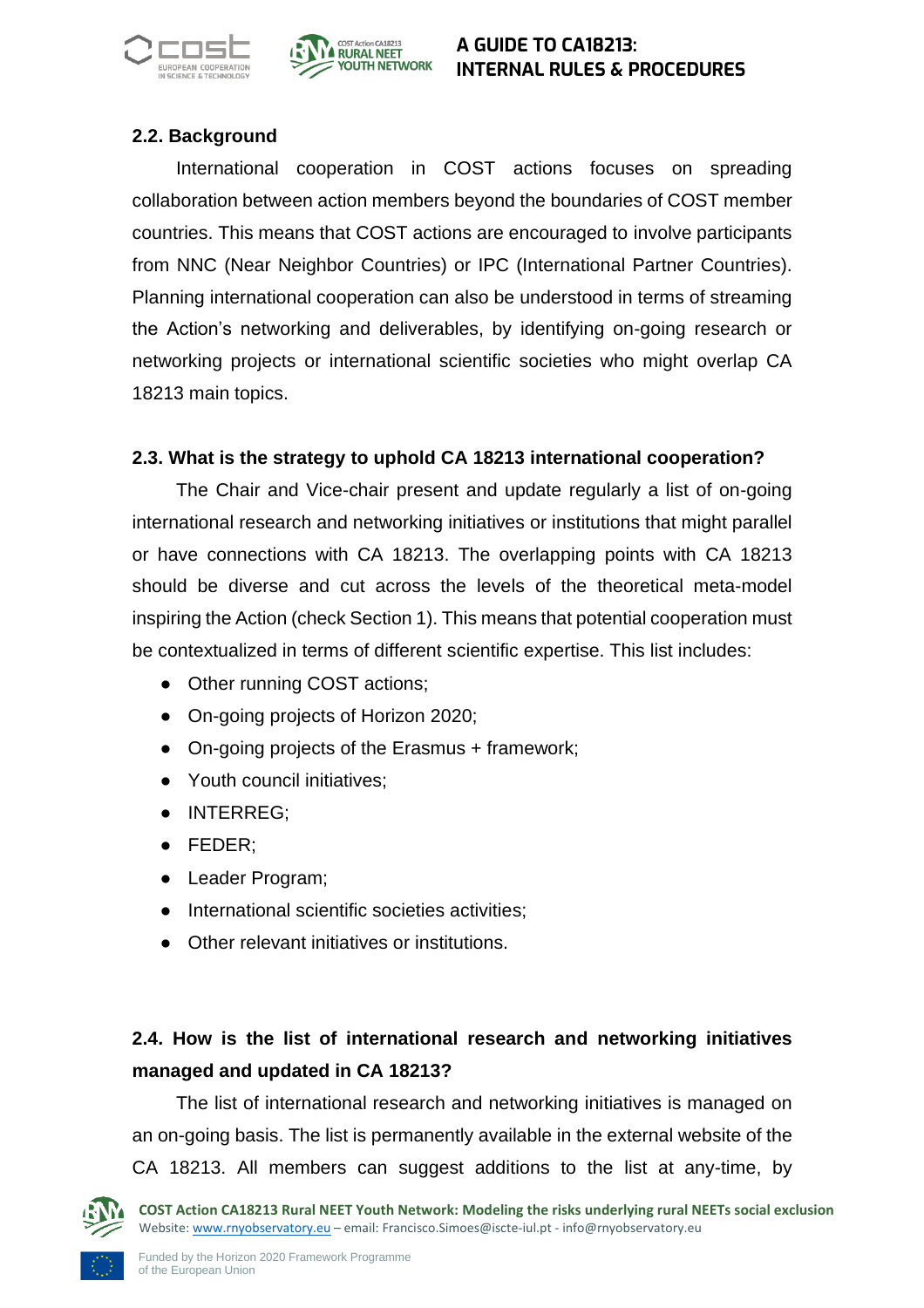### 2.2. Background

International cooperation in COST actions focuses on spreading collaboration between action members beyond the boundaries of COST member countries. This means that COST actions are encouraged to involve participants from NNC (Near Neighbor Countries) or IPC (International Partner Countries). Planning international cooperation can also be understood in terms of streaming the Action's networking and deliverables, by identifying on-going research or networking projects or international scientific societies who might overlap CA 18213 main topics.

### 2.3. What is the strategy to uphold CA 18213 international cooperation?

The Chair and Vice-chair present and update regularly a list of on-going international research and networking initiatives or institutions that might parallel or have connections with CA 18213. The overlapping points with CA 18213 should be diverse and cut across the levels of the theoretical meta-model inspiring the Action (check Section 1). This means that potential cooperation must be contextualized in terms of different scientific expertise. This list includes:

- Other running COST actions;
- On-going projects of Horizon 2020;
- On-going projects of the Erasmus + framework;
- Youth council initiatives;
- INTERREG;
- FEDER;
- Leader Program;
- International scientific societies activities;
- Other relevant initiatives or institutions.

### 2.4. How is the list of international research and networking initiatives managed and updated in CA 18213?

The list of international research and networking initiatives is managed on an on-going basis. The list is permanently available in the external website of the CA 18213. All members can suggest additions to the list at any-time, by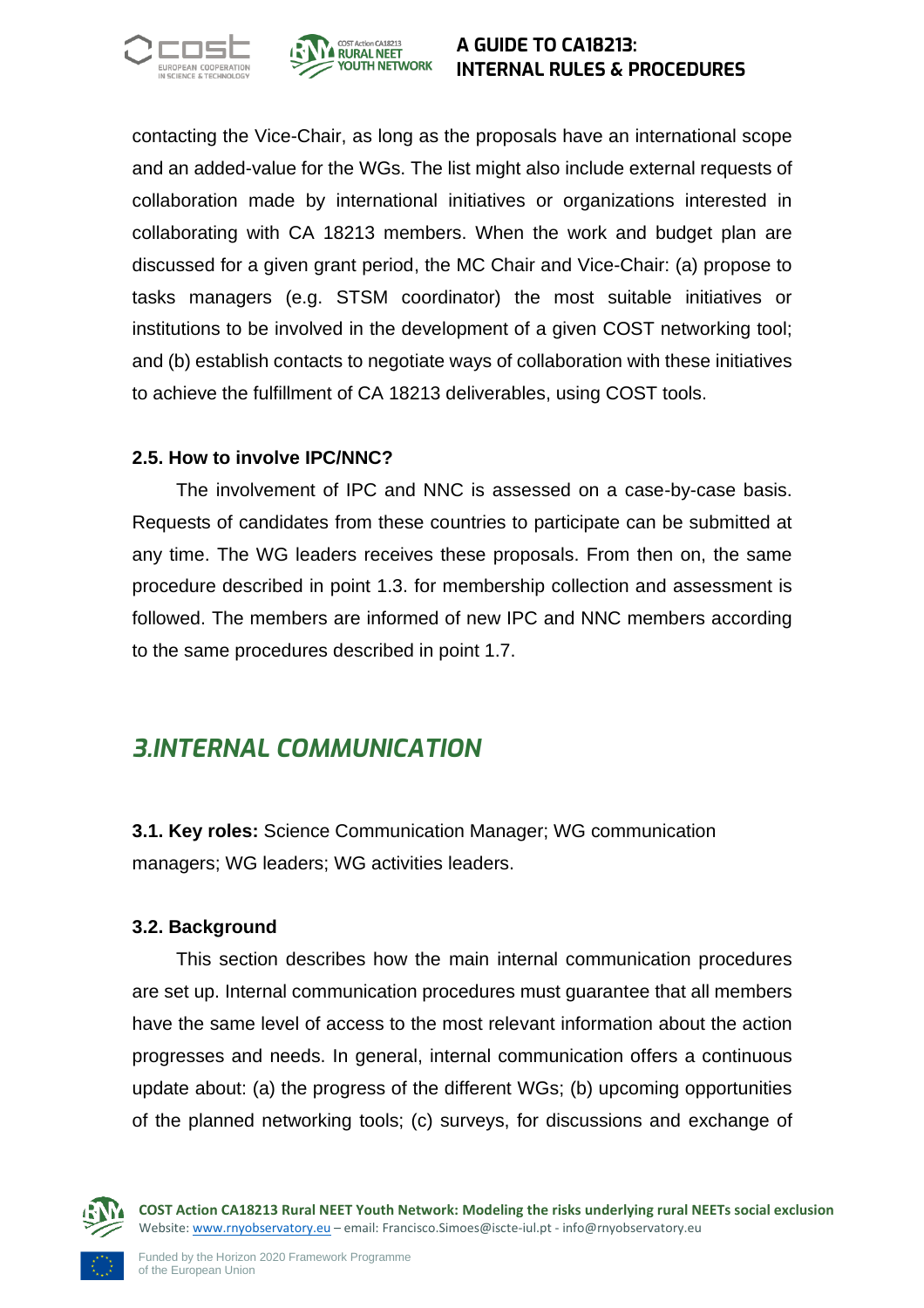contacting the Vice-Chair, as long as the proposals have an international scope and an added-value for the WGs. The list might also include external requests of collaboration made by international initiatives or organizations interested in collaborating with CA 18213 members. When the work and budget plan are discussed for a given grant period, the MC Chair and Vice-Chair: (a) propose to tasks managers (e.g. STSM coordinator) the most suitable initiatives or institutions to be involved in the development of a given COST networking tool; and (b) establish contacts to negotiate ways of collaboration with these initiatives to achieve the fulfillment of CA 18213 deliverables, using COST tools.

### 2.5. How to involve IPC/NNC?

The involvement of IPC and NNC is assessed on a case-by-case basis. Requests of candidates from these countries to participate can be submitted at any time. The WG leaders receives these proposals. From then on, the same procedure described in point 1.3. for membership collection and assessment is followed. The members are informed of new IPC and NNC members according to the same procedures described in point 1.7.

## *3.INTERNAL COMMUNICATION*

**3.1. Key roles:** Science Communication Manager; WG communication managers; WG leaders; WG activities leaders.

### 3.2. Background

This section describes how the main internal communication procedures are set up. Internal communication procedures must guarantee that all members have the same level of access to the most relevant information about the action progresses and needs. In general, internal communication offers a continuous update about: (a) the progress of the different WGs; (b) upcoming opportunities of the planned networking tools; (c) surveys, for discussions and exchange of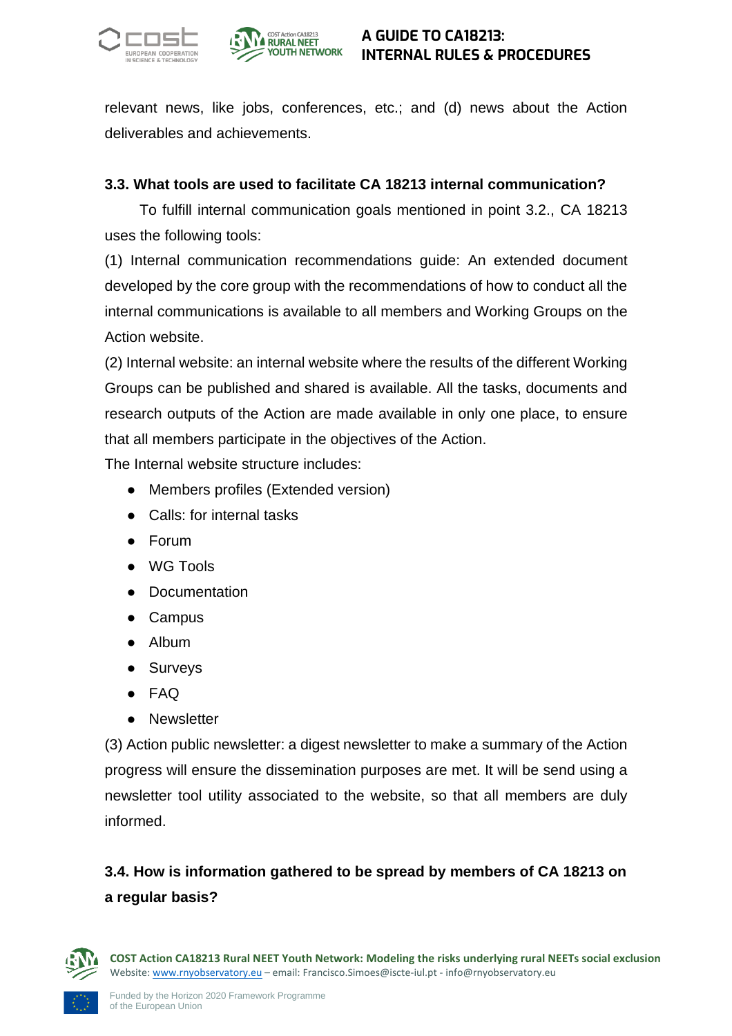relevant news, like jobs, conferences, etc.; and (d) news about the Action deliverables and achievements.

### 3.3. What tools are used to facilitate CA 18213 internal communication?

To fulfill internal communication goals mentioned in point 3.2., CA 18213 uses the following tools:

(1) Internal communication recommendations guide: An extended document developed by the core group with the recommendations of how to conduct all the internal communications is available to all members and Working Groups on the Action website.

(2) Internal website: an internal website where the results of the different Working Groups can be published and shared is available. All the tasks, documents and research outputs of the Action are made available in only one place, to ensure that all members participate in the objectives of the Action.

The Internal website structure includes:

- Members profiles (Extended version)
- Calls: for internal tasks
- Forum
- WG Tools
- Documentation
- Campus
- Album
- Surveys
- FAQ
- Newsletter

(3) Action public newsletter: a digest newsletter to make a summary of the Action progress will ensure the dissemination purposes are met. It will be send using a newsletter tool utility associated to the website, so that all members are duly informed.

### 3.4. How is information gathered to be spread by members of CA 18213 on a regular basis?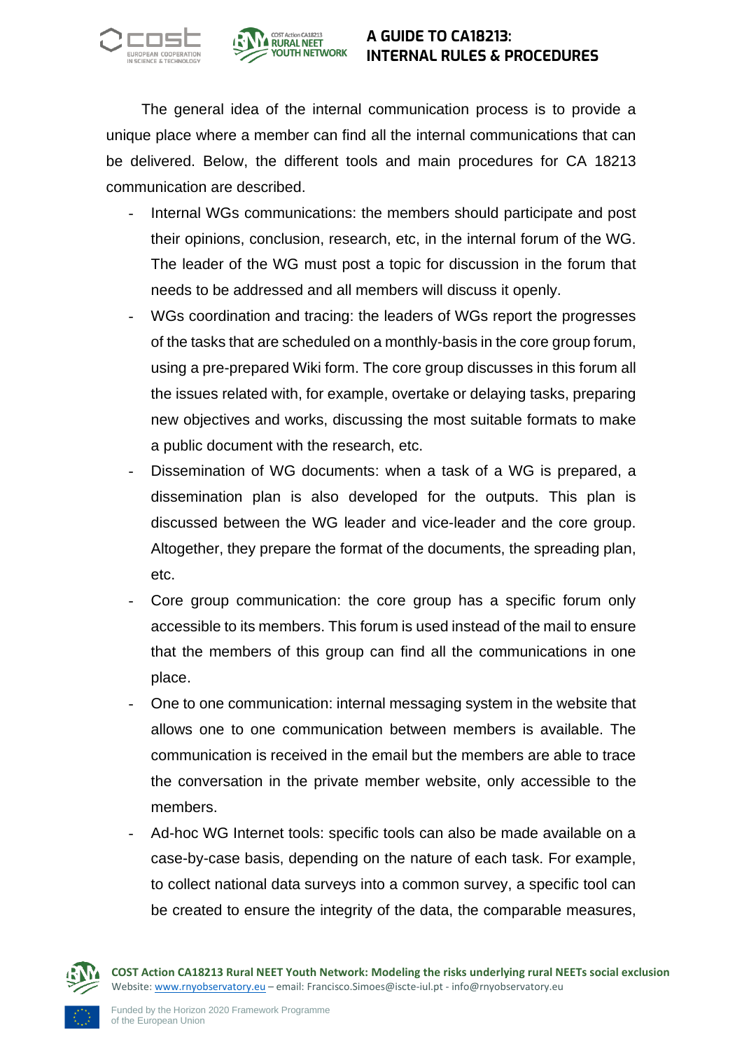The general idea of the internal communication process is to provide a unique place where a member can find all the internal communications that can be delivered. Below, the different tools and main procedures for CA 18213 communication are described.

- Internal WGs communications: the members should participate and post their opinions, conclusion, research, etc, in the internal forum of the WG. The leader of the WG must post a topic for discussion in the forum that needs to be addressed and all members will discuss it openly.
- WGs coordination and tracing: the leaders of WGs report the progresses of the tasks that are scheduled on a monthly-basis in the core group forum, using a pre-prepared Wiki form. The core group discusses in this forum all the issues related with, for example, overtake or delaying tasks, preparing new objectives and works, discussing the most suitable formats to make a public document with the research, etc.
- Dissemination of WG documents: when a task of a WG is prepared, a dissemination plan is also developed for the outputs. This plan is discussed between the WG leader and vice-leader and the core group. Altogether, they prepare the format of the documents, the spreading plan, etc.
- Core group communication: the core group has a specific forum only accessible to its members. This forum is used instead of the mail to ensure that the members of this group can find all the communications in one place.
- One to one communication: internal messaging system in the website that allows one to one communication between members is available. The communication is received in the email but the members are able to trace the conversation in the private member website, only accessible to the members.
- Ad-hoc WG Internet tools: specific tools can also be made available on a case-by-case basis, depending on the nature of each task. For example, to collect national data surveys into a common survey, a specific tool can be created to ensure the integrity of the data, the comparable measures,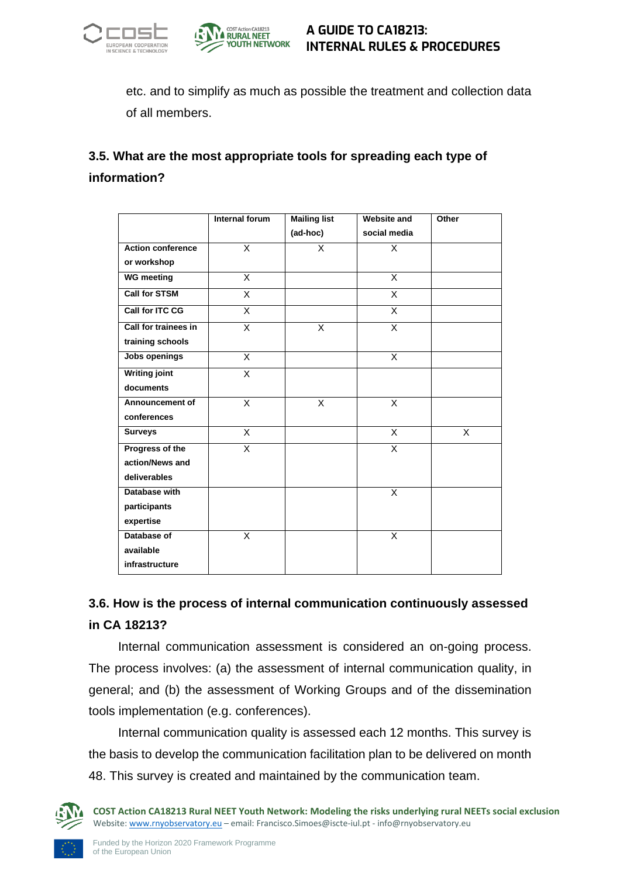etc. and to simplify as much as possible the treatment and collection data of all members.

### 3.5. What are the most appropriate tools for spreading each type of information?

| | Internal forum | Mailing list (ad-hoc) | Website and social media | Other |
|---|---|---|---|---|
| **Action conference or workshop** | X | X | X | |
| **WG meeting** | X | | X | |
| **Call for STSM** | X | | X | |
| **Call for ITC CG** | X | | X | |
| **Call for trainees in training schools** | X | X | X | |
| **Jobs openings** | X | | X | |
| **Writing joint documents** | X | | | |
| **Announcement of conferences** | X | X | X | |
| **Surveys** | X | | X | X |
| **Progress of the action/News and deliverables** | X | | X | |
| **Database with participants expertise** | | | X | |
| **Database of available infrastructure** | X | | X | |

### 3.6. How is the process of internal communication continuously assessed in CA 18213?

Internal communication assessment is considered an on-going process. The process involves: (a) the assessment of internal communication quality, in general; and (b) the assessment of Working Groups and of the dissemination tools implementation (e.g. conferences).

Internal communication quality is assessed each 12 months. This survey is the basis to develop the communication facilitation plan to be delivered on month 48. This survey is created and maintained by the communication team.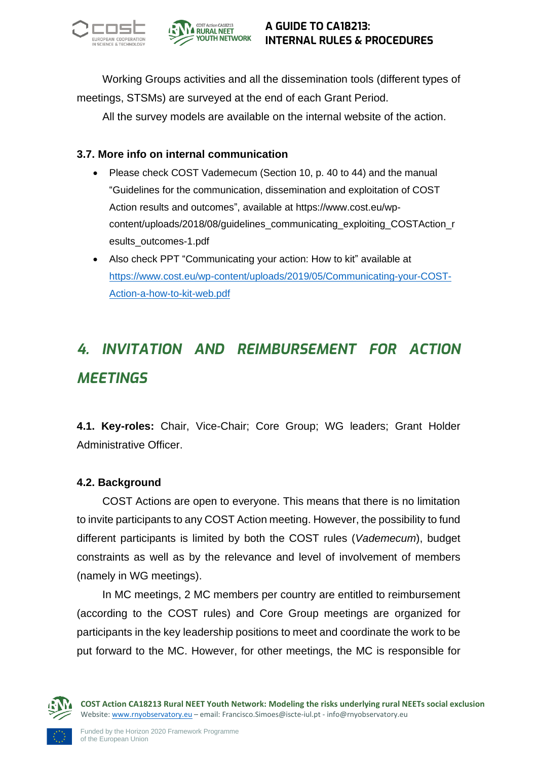Working Groups activities and all the dissemination tools (different types of meetings, STSMs) are surveyed at the end of each Grant Period.

All the survey models are available on the internal website of the action.

### 3.7. More info on internal communication

- Please check COST Vademecum (Section 10, p. 40 to 44) and the manual "Guidelines for the communication, dissemination and exploitation of COST Action results and outcomes", available at https://www.cost.eu/wp-content/uploads/2018/08/guidelines_communicating_exploiting_COSTAction_results_outcomes-1.pdf
- Also check PPT "Communicating your action: How to kit" available at [https://www.cost.eu/wp-content/uploads/2019/05/Communicating-your-COST-Action-a-how-to-kit-web.pdf](https://www.cost.eu/wp-content/uploads/2019/05/Communicating-your-COST-Action-a-how-to-kit-web.pdf)

# *4. INVITATION AND REIMBURSEMENT FOR ACTION MEETINGS*

**4.1. Key-roles:** Chair, Vice-Chair; Core Group; WG leaders; Grant Holder Administrative Officer.

### 4.2. Background

COST Actions are open to everyone. This means that there is no limitation to invite participants to any COST Action meeting. However, the possibility to fund different participants is limited by both the COST rules (*Vademecum*), budget constraints as well as by the relevance and level of involvement of members (namely in WG meetings).

In MC meetings, 2 MC members per country are entitled to reimbursement (according to the COST rules) and Core Group meetings are organized for participants in the key leadership positions to meet and coordinate the work to be put forward to the MC. However, for other meetings, the MC is responsible for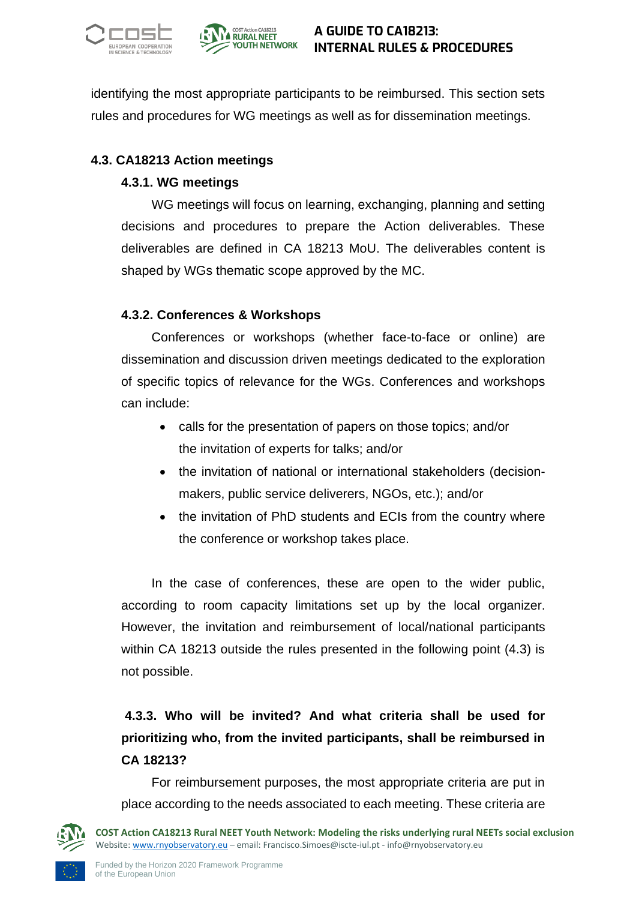identifying the most appropriate participants to be reimbursed. This section sets rules and procedures for WG meetings as well as for dissemination meetings.

### 4.3. CA18213 Action meetings

#### 4.3.1. WG meetings

WG meetings will focus on learning, exchanging, planning and setting decisions and procedures to prepare the Action deliverables. These deliverables are defined in CA 18213 MoU. The deliverables content is shaped by WGs thematic scope approved by the MC.

#### 4.3.2. Conferences & Workshops

Conferences or workshops (whether face-to-face or online) are dissemination and discussion driven meetings dedicated to the exploration of specific topics of relevance for the WGs. Conferences and workshops can include:

- calls for the presentation of papers on those topics; and/or the invitation of experts for talks; and/or
- the invitation of national or international stakeholders (decision-makers, public service deliverers, NGOs, etc.); and/or
- the invitation of PhD students and ECIs from the country where the conference or workshop takes place.

In the case of conferences, these are open to the wider public, according to room capacity limitations set up by the local organizer. However, the invitation and reimbursement of local/national participants within CA 18213 outside the rules presented in the following point (4.3) is not possible.

#### 4.3.3. Who will be invited? And what criteria shall be used for prioritizing who, from the invited participants, shall be reimbursed in CA 18213?

For reimbursement purposes, the most appropriate criteria are put in place according to the needs associated to each meeting. These criteria are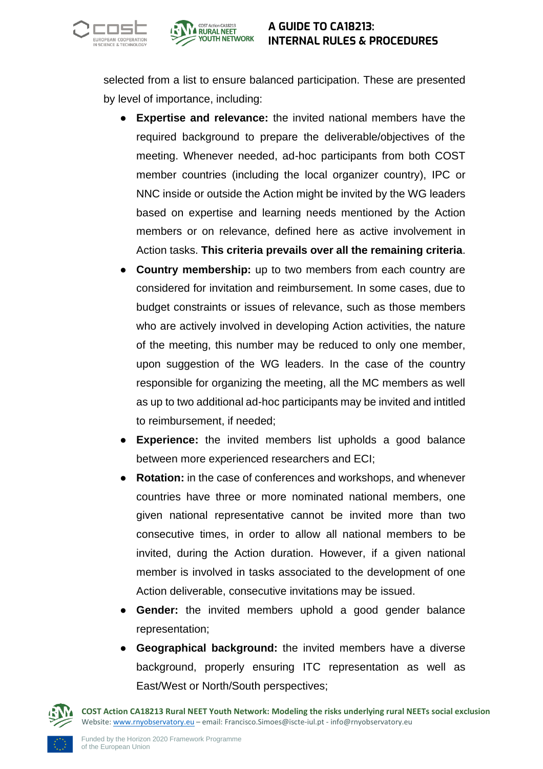selected from a list to ensure balanced participation. These are presented by level of importance, including:

- **Expertise and relevance:** the invited national members have the required background to prepare the deliverable/objectives of the meeting. Whenever needed, ad-hoc participants from both COST member countries (including the local organizer country), IPC or NNC inside or outside the Action might be invited by the WG leaders based on expertise and learning needs mentioned by the Action members or on relevance, defined here as active involvement in Action tasks. **This criteria prevails over all the remaining criteria**.
- **Country membership:** up to two members from each country are considered for invitation and reimbursement. In some cases, due to budget constraints or issues of relevance, such as those members who are actively involved in developing Action activities, the nature of the meeting, this number may be reduced to only one member, upon suggestion of the WG leaders. In the case of the country responsible for organizing the meeting, all the MC members as well as up to two additional ad-hoc participants may be invited and intitled to reimbursement, if needed;
- **Experience:** the invited members list upholds a good balance between more experienced researchers and ECI;
- **Rotation:** in the case of conferences and workshops, and whenever countries have three or more nominated national members, one given national representative cannot be invited more than two consecutive times, in order to allow all national members to be invited, during the Action duration. However, if a given national member is involved in tasks associated to the development of one Action deliverable, consecutive invitations may be issued.
- **Gender:** the invited members uphold a good gender balance representation;
- **Geographical background:** the invited members have a diverse background, properly ensuring ITC representation as well as East/West or North/South perspectives;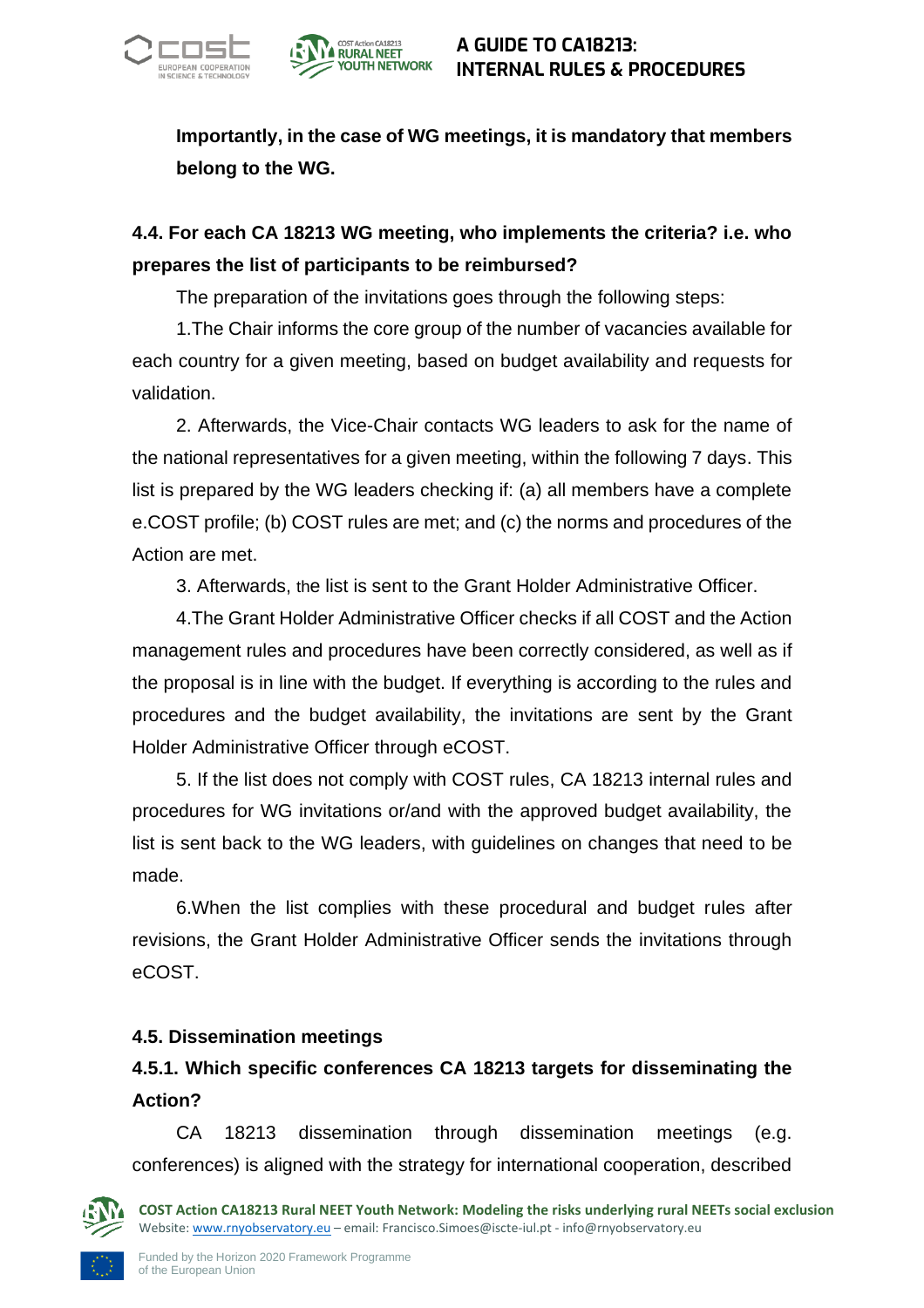**Importantly, in the case of WG meetings, it is mandatory that members belong to the WG.**

### 4.4. For each CA 18213 WG meeting, who implements the criteria? i.e. who prepares the list of participants to be reimbursed?

The preparation of the invitations goes through the following steps:

1.The Chair informs the core group of the number of vacancies available for each country for a given meeting, based on budget availability and requests for validation.

2. Afterwards, the Vice-Chair contacts WG leaders to ask for the name of the national representatives for a given meeting, within the following 7 days. This list is prepared by the WG leaders checking if: (a) all members have a complete e.COST profile; (b) COST rules are met; and (c) the norms and procedures of the Action are met.

3. Afterwards, the list is sent to the Grant Holder Administrative Officer.

4.The Grant Holder Administrative Officer checks if all COST and the Action management rules and procedures have been correctly considered, as well as if the proposal is in line with the budget. If everything is according to the rules and procedures and the budget availability, the invitations are sent by the Grant Holder Administrative Officer through eCOST.

5. If the list does not comply with COST rules, CA 18213 internal rules and procedures for WG invitations or/and with the approved budget availability, the list is sent back to the WG leaders, with guidelines on changes that need to be made.

6.When the list complies with these procedural and budget rules after revisions, the Grant Holder Administrative Officer sends the invitations through eCOST.

### 4.5. Dissemination meetings

#### 4.5.1. Which specific conferences CA 18213 targets for disseminating the Action?

CA 18213 dissemination through dissemination meetings (e.g. conferences) is aligned with the strategy for international cooperation, described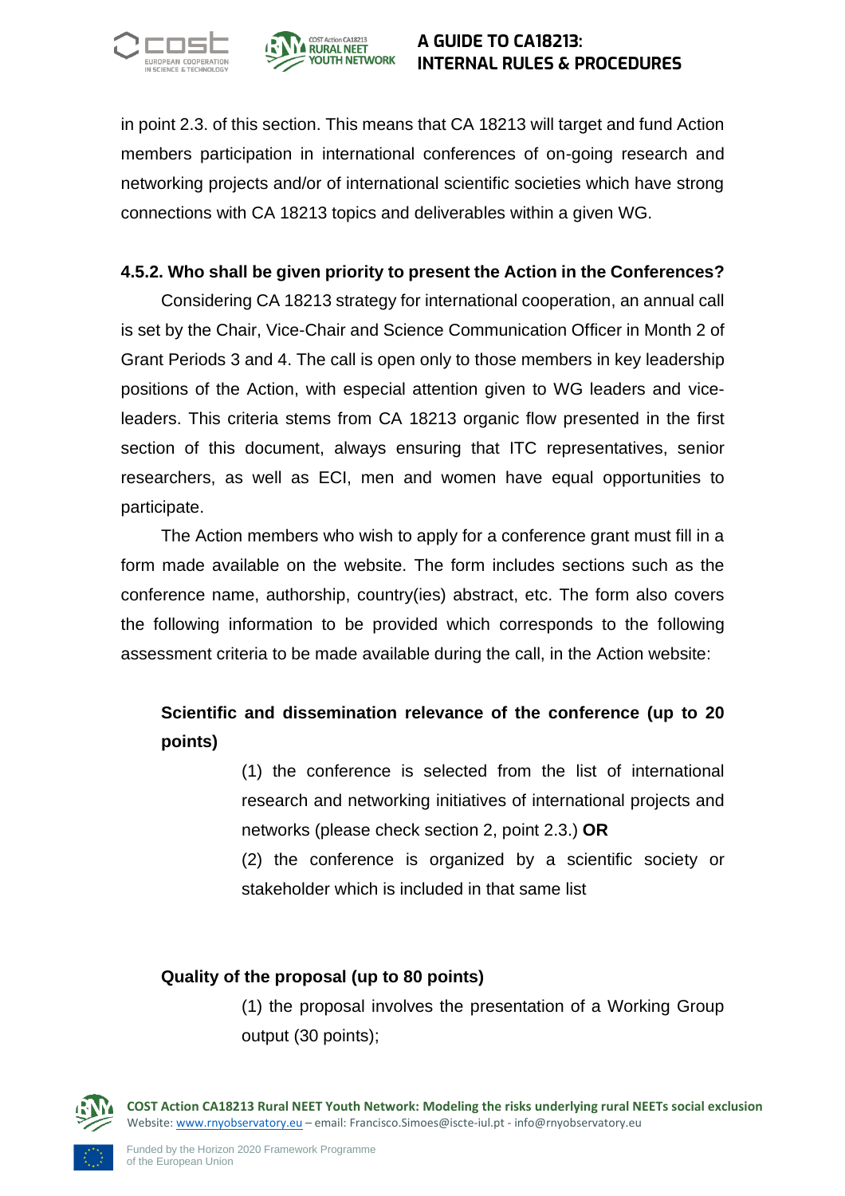in point 2.3. of this section. This means that CA 18213 will target and fund Action members participation in international conferences of on-going research and networking projects and/or of international scientific societies which have strong connections with CA 18213 topics and deliverables within a given WG.

#### 4.5.2. Who shall be given priority to present the Action in the Conferences?

Considering CA 18213 strategy for international cooperation, an annual call is set by the Chair, Vice-Chair and Science Communication Officer in Month 2 of Grant Periods 3 and 4. The call is open only to those members in key leadership positions of the Action, with especial attention given to WG leaders and vice-leaders. This criteria stems from CA 18213 organic flow presented in the first section of this document, always ensuring that ITC representatives, senior researchers, as well as ECI, men and women have equal opportunities to participate.

The Action members who wish to apply for a conference grant must fill in a form made available on the website. The form includes sections such as the conference name, authorship, country(ies) abstract, etc. The form also covers the following information to be provided which corresponds to the following assessment criteria to be made available during the call, in the Action website:

**Scientific and dissemination relevance of the conference (up to 20 points)**

(1) the conference is selected from the list of international research and networking initiatives of international projects and networks (please check section 2, point 2.3.) **OR**

(2) the conference is organized by a scientific society or stakeholder which is included in that same list

**Quality of the proposal (up to 80 points)**

(1) the proposal involves the presentation of a Working Group output (30 points);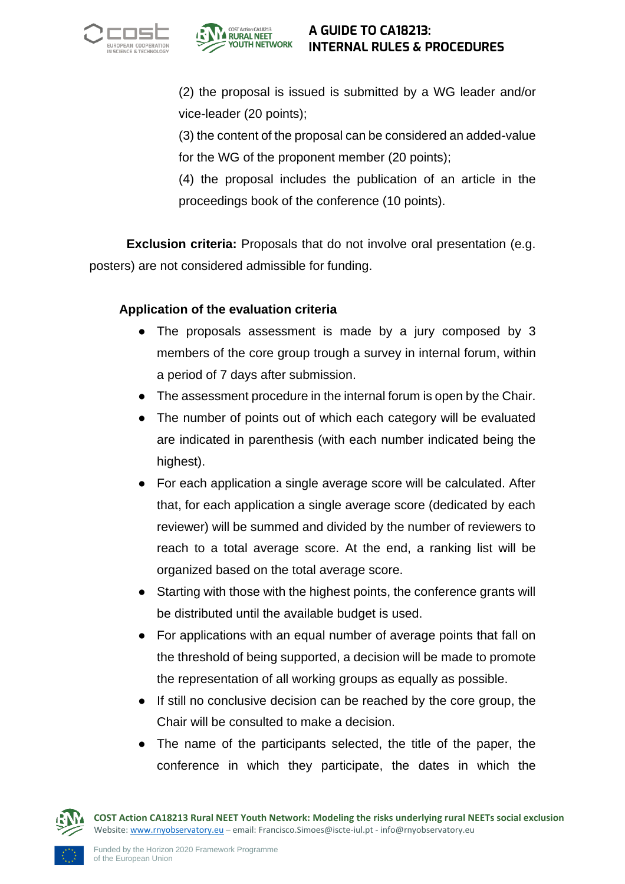(2) the proposal is issued is submitted by a WG leader and/or vice-leader (20 points);

(3) the content of the proposal can be considered an added-value for the WG of the proponent member (20 points);

(4) the proposal includes the publication of an article in the proceedings book of the conference (10 points).

**Exclusion criteria:** Proposals that do not involve oral presentation (e.g. posters) are not considered admissible for funding.

**Application of the evaluation criteria**

- The proposals assessment is made by a jury composed by 3 members of the core group trough a survey in internal forum, within a period of 7 days after submission.
- The assessment procedure in the internal forum is open by the Chair.
- The number of points out of which each category will be evaluated are indicated in parenthesis (with each number indicated being the highest).
- For each application a single average score will be calculated. After that, for each application a single average score (dedicated by each reviewer) will be summed and divided by the number of reviewers to reach to a total average score. At the end, a ranking list will be organized based on the total average score.
- Starting with those with the highest points, the conference grants will be distributed until the available budget is used.
- For applications with an equal number of average points that fall on the threshold of being supported, a decision will be made to promote the representation of all working groups as equally as possible.
- If still no conclusive decision can be reached by the core group, the Chair will be consulted to make a decision.
- The name of the participants selected, the title of the paper, the conference in which they participate, the dates in which the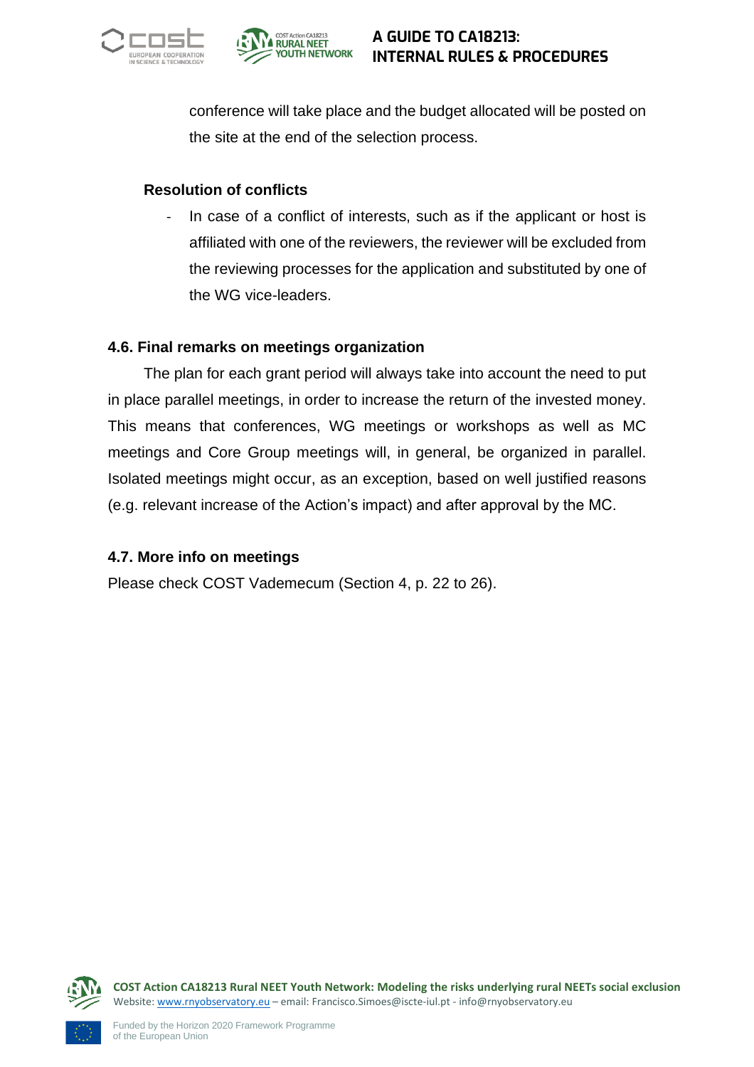conference will take place and the budget allocated will be posted on the site at the end of the selection process.

**Resolution of conflicts**

- In case of a conflict of interests, such as if the applicant or host is affiliated with one of the reviewers, the reviewer will be excluded from the reviewing processes for the application and substituted by one of the WG vice-leaders.

### 4.6. Final remarks on meetings organization

The plan for each grant period will always take into account the need to put in place parallel meetings, in order to increase the return of the invested money. This means that conferences, WG meetings or workshops as well as MC meetings and Core Group meetings will, in general, be organized in parallel. Isolated meetings might occur, as an exception, based on well justified reasons (e.g. relevant increase of the Action's impact) and after approval by the MC.

### 4.7. More info on meetings

Please check COST Vademecum (Section 4, p. 22 to 26).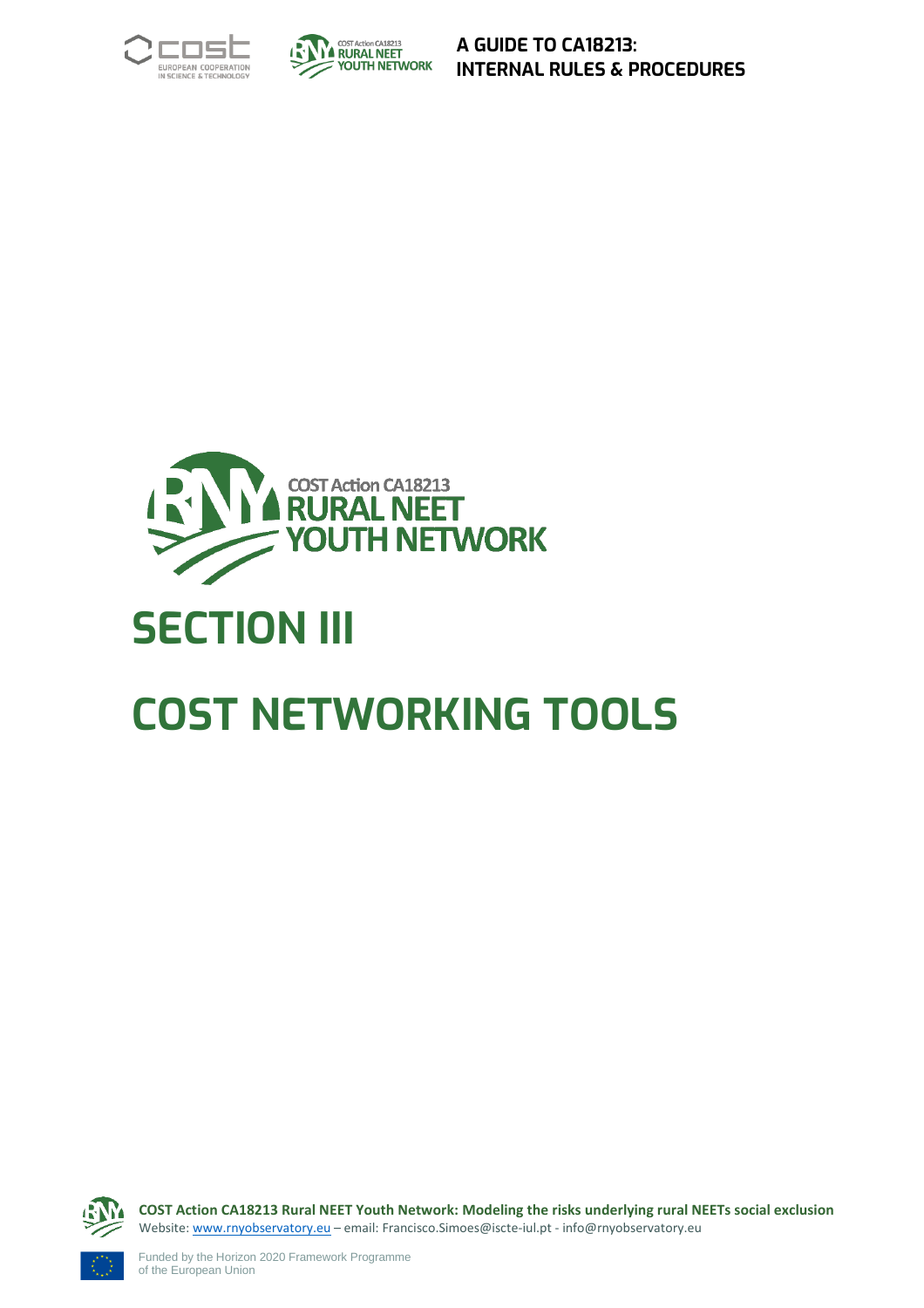# SECTION III

# COST NETWORKING TOOLS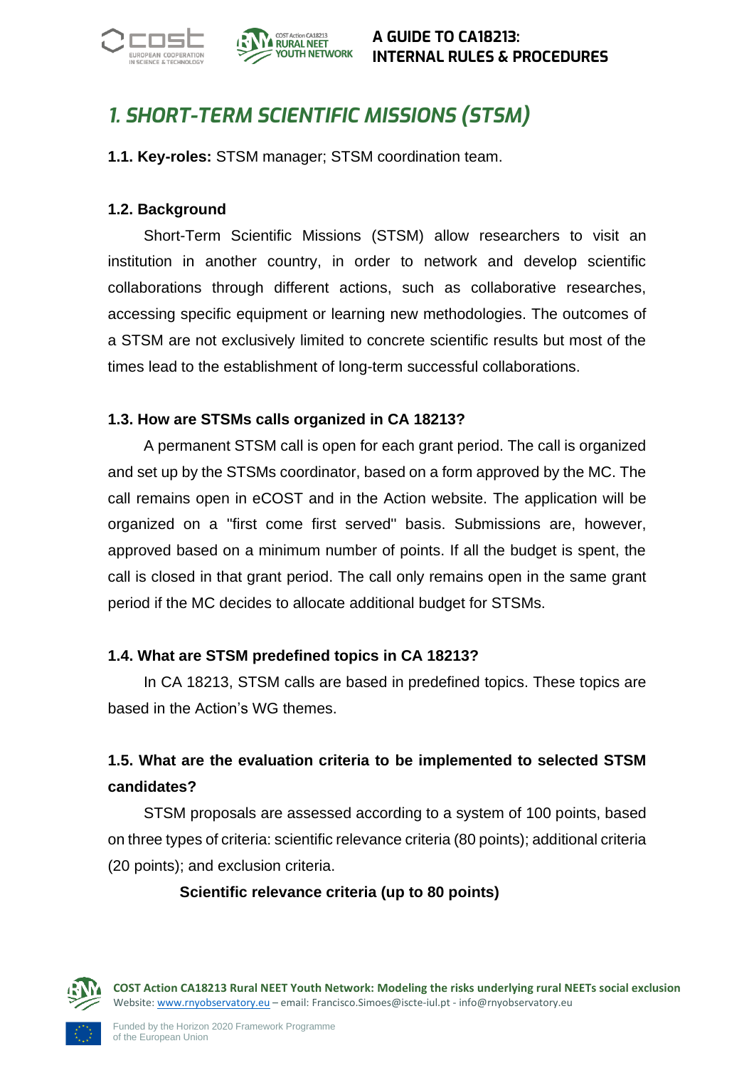# 1. SHORT-TERM SCIENTIFIC MISSIONS (STSM)

**1.1. Key-roles:** STSM manager; STSM coordination team.

### 1.2. Background

Short-Term Scientific Missions (STSM) allow researchers to visit an institution in another country, in order to network and develop scientific collaborations through different actions, such as collaborative researches, accessing specific equipment or learning new methodologies. The outcomes of a STSM are not exclusively limited to concrete scientific results but most of the times lead to the establishment of long-term successful collaborations.

### 1.3. How are STSMs calls organized in CA 18213?

A permanent STSM call is open for each grant period. The call is organized and set up by the STSMs coordinator, based on a form approved by the MC. The call remains open in eCOST and in the Action website. The application will be organized on a "first come first served" basis. Submissions are, however, approved based on a minimum number of points. If all the budget is spent, the call is closed in that grant period. The call only remains open in the same grant period if the MC decides to allocate additional budget for STSMs.

### 1.4. What are STSM predefined topics in CA 18213?

In CA 18213, STSM calls are based in predefined topics. These topics are based in the Action's WG themes.

### 1.5. What are the evaluation criteria to be implemented to selected STSM candidates?

STSM proposals are assessed according to a system of 100 points, based on three types of criteria: scientific relevance criteria (80 points); additional criteria (20 points); and exclusion criteria.

**Scientific relevance criteria (up to 80 points)**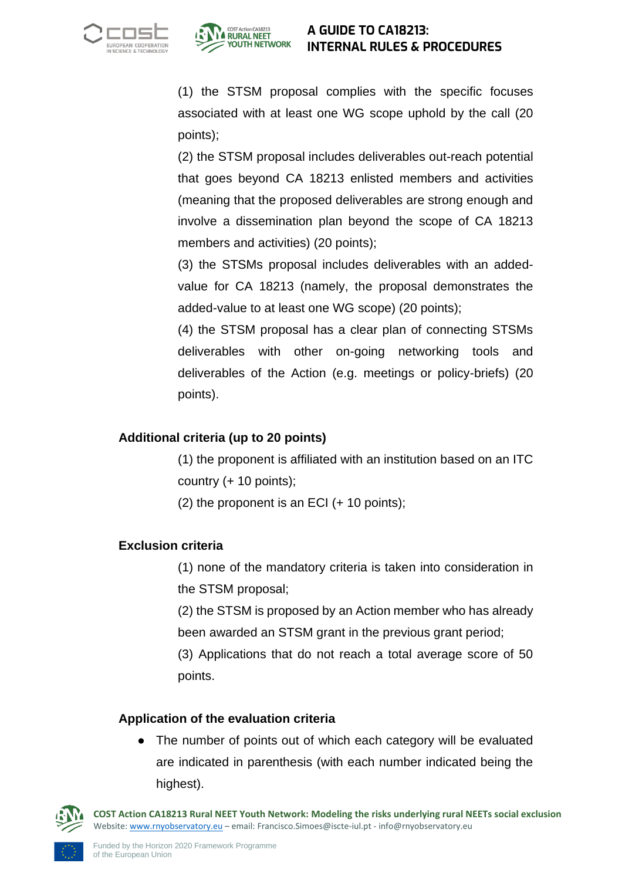(1) the STSM proposal complies with the specific focuses associated with at least one WG scope uphold by the call (20 points);

(2) the STSM proposal includes deliverables out-reach potential that goes beyond CA 18213 enlisted members and activities (meaning that the proposed deliverables are strong enough and involve a dissemination plan beyond the scope of CA 18213 members and activities) (20 points);

(3) the STSMs proposal includes deliverables with an added-value for CA 18213 (namely, the proposal demonstrates the added-value to at least one WG scope) (20 points);

(4) the STSM proposal has a clear plan of connecting STSMs deliverables with other on-going networking tools and deliverables of the Action (e.g. meetings or policy-briefs) (20 points).

**Additional criteria (up to 20 points)**

(1) the proponent is affiliated with an institution based on an ITC country (+ 10 points);

(2) the proponent is an ECI (+ 10 points);

**Exclusion criteria**

(1) none of the mandatory criteria is taken into consideration in the STSM proposal;

(2) the STSM is proposed by an Action member who has already been awarded an STSM grant in the previous grant period;

(3) Applications that do not reach a total average score of 50 points.

**Application of the evaluation criteria**

- The number of points out of which each category will be evaluated are indicated in parenthesis (with each number indicated being the highest).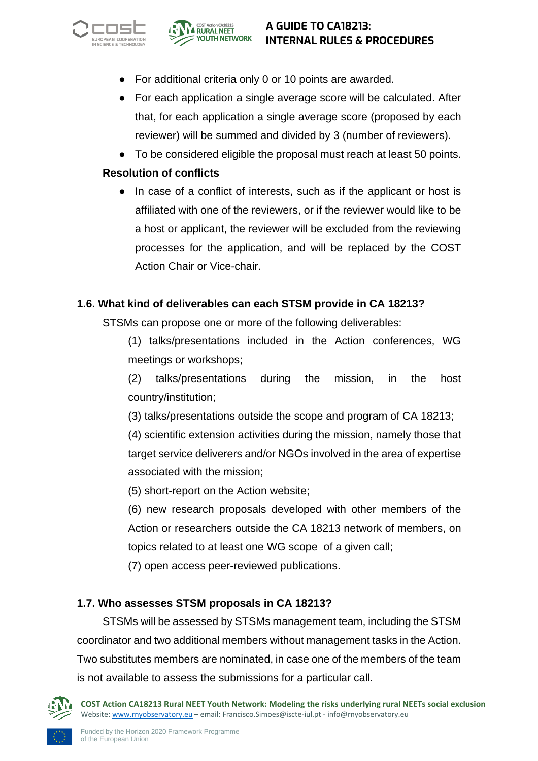- For additional criteria only 0 or 10 points are awarded.
- For each application a single average score will be calculated. After that, for each application a single average score (proposed by each reviewer) will be summed and divided by 3 (number of reviewers).
- To be considered eligible the proposal must reach at least 50 points.

**Resolution of conflicts**

- In case of a conflict of interests, such as if the applicant or host is affiliated with one of the reviewers, or if the reviewer would like to be a host or applicant, the reviewer will be excluded from the reviewing processes for the application, and will be replaced by the COST Action Chair or Vice-chair.

### 1.6. What kind of deliverables can each STSM provide in CA 18213?

STSMs can propose one or more of the following deliverables:

(1) talks/presentations included in the Action conferences, WG meetings or workshops;

(2) talks/presentations during the mission, in the host country/institution;

(3) talks/presentations outside the scope and program of CA 18213;

(4) scientific extension activities during the mission, namely those that target service deliverers and/or NGOs involved in the area of expertise associated with the mission;

(5) short-report on the Action website;

(6) new research proposals developed with other members of the Action or researchers outside the CA 18213 network of members, on topics related to at least one WG scope of a given call;

(7) open access peer-reviewed publications.

### 1.7. Who assesses STSM proposals in CA 18213?

STSMs will be assessed by STSMs management team, including the STSM coordinator and two additional members without management tasks in the Action. Two substitutes members are nominated, in case one of the members of the team is not available to assess the submissions for a particular call.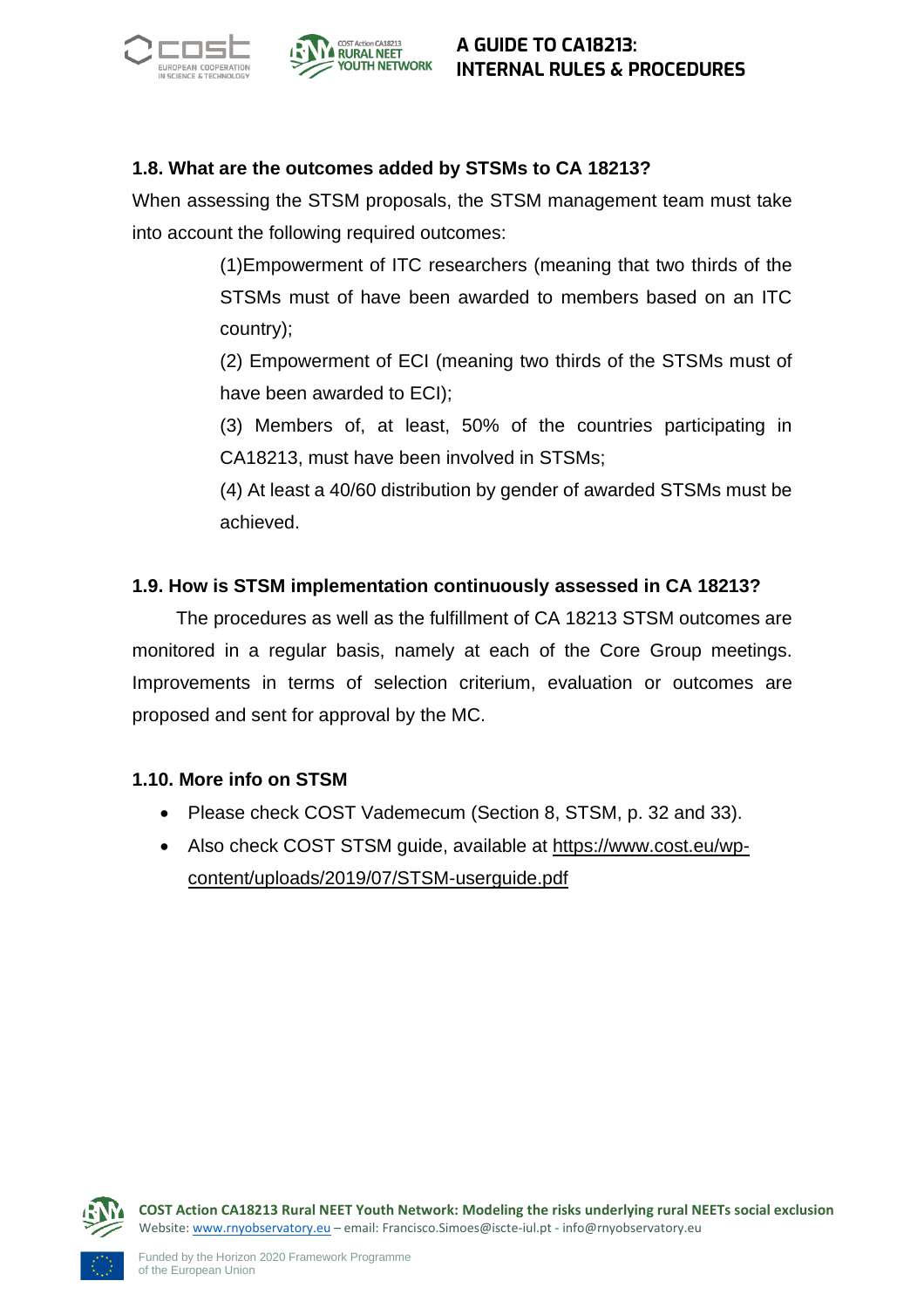### 1.8. What are the outcomes added by STSMs to CA 18213?

When assessing the STSM proposals, the STSM management team must take into account the following required outcomes:

(1)Empowerment of ITC researchers (meaning that two thirds of the STSMs must of have been awarded to members based on an ITC country);

(2) Empowerment of ECI (meaning two thirds of the STSMs must of have been awarded to ECI);

(3) Members of, at least, 50% of the countries participating in CA18213, must have been involved in STSMs;

(4) At least a 40/60 distribution by gender of awarded STSMs must be achieved.

### 1.9. How is STSM implementation continuously assessed in CA 18213?

The procedures as well as the fulfillment of CA 18213 STSM outcomes are monitored in a regular basis, namely at each of the Core Group meetings. Improvements in terms of selection criterium, evaluation or outcomes are proposed and sent for approval by the MC.

### 1.10. More info on STSM

- Please check COST Vademecum (Section 8, STSM, p. 32 and 33).
- Also check COST STSM guide, available at https://www.cost.eu/wp-content/uploads/2019/07/STSM-userguide.pdf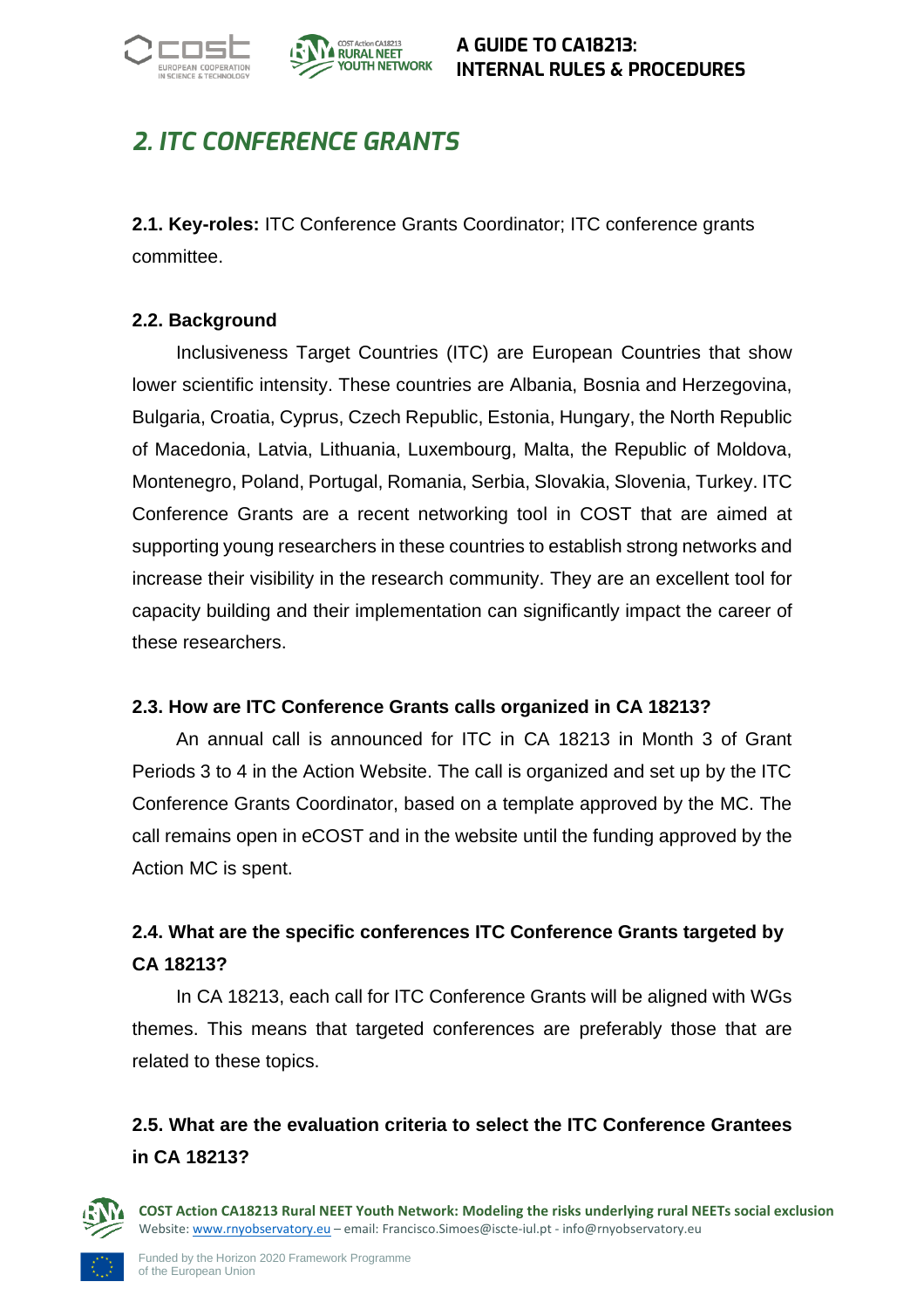# 2. ITC CONFERENCE GRANTS

**2.1. Key-roles:** ITC Conference Grants Coordinator; ITC conference grants committee.

**2.2. Background**

Inclusiveness Target Countries (ITC) are European Countries that show lower scientific intensity. These countries are Albania, Bosnia and Herzegovina, Bulgaria, Croatia, Cyprus, Czech Republic, Estonia, Hungary, the North Republic of Macedonia, Latvia, Lithuania, Luxembourg, Malta, the Republic of Moldova, Montenegro, Poland, Portugal, Romania, Serbia, Slovakia, Slovenia, Turkey. ITC Conference Grants are a recent networking tool in COST that are aimed at supporting young researchers in these countries to establish strong networks and increase their visibility in the research community. They are an excellent tool for capacity building and their implementation can significantly impact the career of these researchers.

**2.3. How are ITC Conference Grants calls organized in CA 18213?**

An annual call is announced for ITC in CA 18213 in Month 3 of Grant Periods 3 to 4 in the Action Website. The call is organized and set up by the ITC Conference Grants Coordinator, based on a template approved by the MC. The call remains open in eCOST and in the website until the funding approved by the Action MC is spent.

**2.4. What are the specific conferences ITC Conference Grants targeted by CA 18213?**

In CA 18213, each call for ITC Conference Grants will be aligned with WGs themes. This means that targeted conferences are preferably those that are related to these topics.

**2.5. What are the evaluation criteria to select the ITC Conference Grantees in CA 18213?**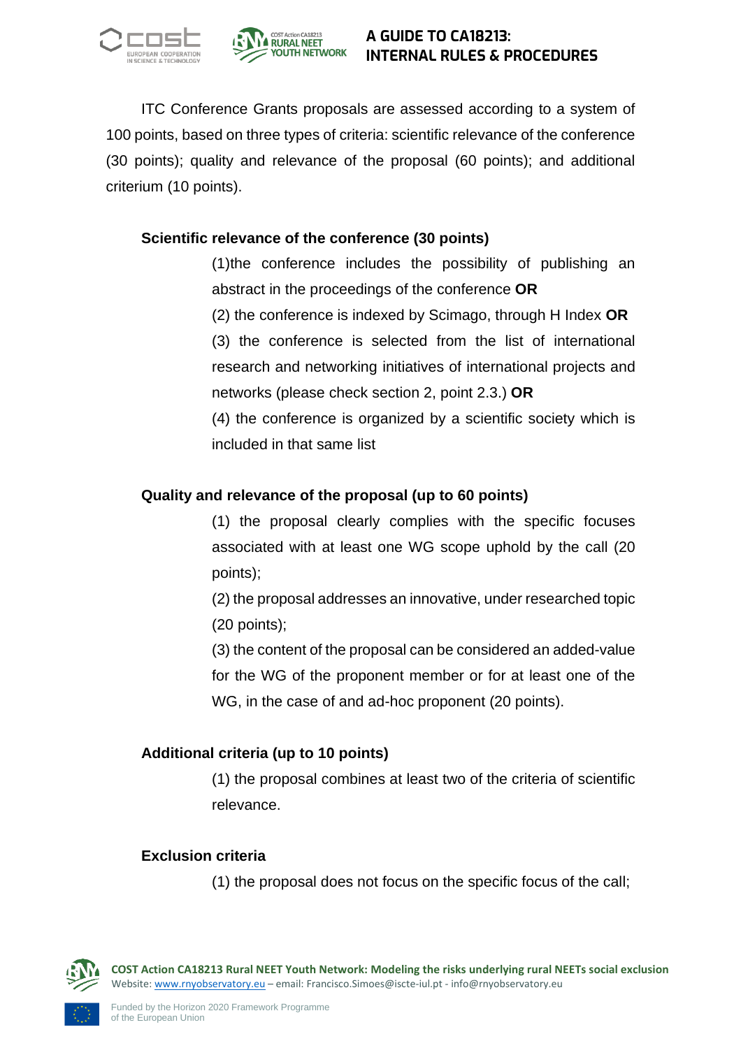ITC Conference Grants proposals are assessed according to a system of 100 points, based on three types of criteria: scientific relevance of the conference (30 points); quality and relevance of the proposal (60 points); and additional criterium (10 points).

**Scientific relevance of the conference (30 points)**

(1)the conference includes the possibility of publishing an abstract in the proceedings of the conference **OR**

(2) the conference is indexed by Scimago, through H Index **OR**

(3) the conference is selected from the list of international research and networking initiatives of international projects and networks (please check section 2, point 2.3.) **OR**

(4) the conference is organized by a scientific society which is included in that same list

**Quality and relevance of the proposal (up to 60 points)**

(1) the proposal clearly complies with the specific focuses associated with at least one WG scope uphold by the call (20 points);

(2) the proposal addresses an innovative, under researched topic (20 points);

(3) the content of the proposal can be considered an added-value for the WG of the proponent member or for at least one of the WG, in the case of and ad-hoc proponent (20 points).

**Additional criteria (up to 10 points)**

(1) the proposal combines at least two of the criteria of scientific relevance.

**Exclusion criteria**

(1) the proposal does not focus on the specific focus of the call;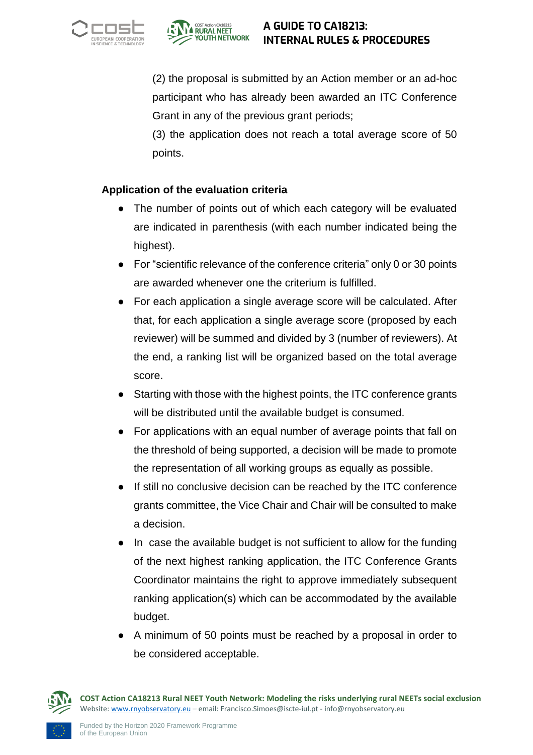(2) the proposal is submitted by an Action member or an ad-hoc participant who has already been awarded an ITC Conference Grant in any of the previous grant periods;

(3) the application does not reach a total average score of 50 points.

**Application of the evaluation criteria**

- The number of points out of which each category will be evaluated are indicated in parenthesis (with each number indicated being the highest).
- For "scientific relevance of the conference criteria" only 0 or 30 points are awarded whenever one the criterium is fulfilled.
- For each application a single average score will be calculated. After that, for each application a single average score (proposed by each reviewer) will be summed and divided by 3 (number of reviewers). At the end, a ranking list will be organized based on the total average score.
- Starting with those with the highest points, the ITC conference grants will be distributed until the available budget is consumed.
- For applications with an equal number of average points that fall on the threshold of being supported, a decision will be made to promote the representation of all working groups as equally as possible.
- If still no conclusive decision can be reached by the ITC conference grants committee, the Vice Chair and Chair will be consulted to make a decision.
- In case the available budget is not sufficient to allow for the funding of the next highest ranking application, the ITC Conference Grants Coordinator maintains the right to approve immediately subsequent ranking application(s) which can be accommodated by the available budget.
- A minimum of 50 points must be reached by a proposal in order to be considered acceptable.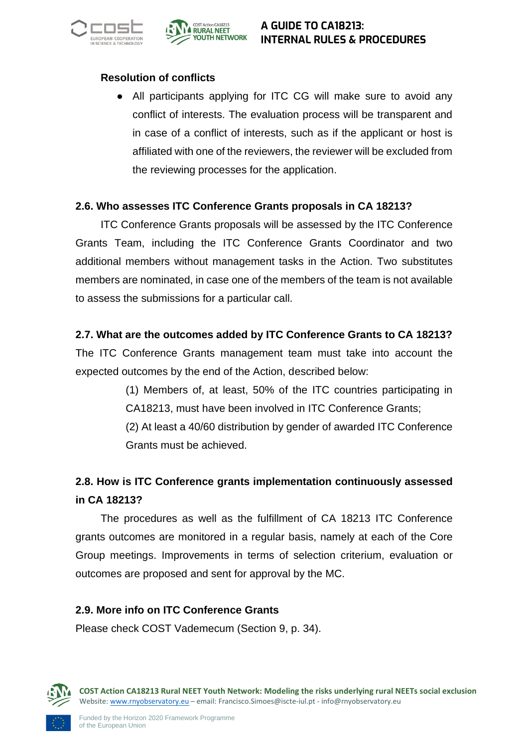**Resolution of conflicts**

- All participants applying for ITC CG will make sure to avoid any conflict of interests. The evaluation process will be transparent and in case of a conflict of interests, such as if the applicant or host is affiliated with one of the reviewers, the reviewer will be excluded from the reviewing processes for the application.

### 2.6. Who assesses ITC Conference Grants proposals in CA 18213?

ITC Conference Grants proposals will be assessed by the ITC Conference Grants Team, including the ITC Conference Grants Coordinator and two additional members without management tasks in the Action. Two substitutes members are nominated, in case one of the members of the team is not available to assess the submissions for a particular call.

### 2.7. What are the outcomes added by ITC Conference Grants to CA 18213?

The ITC Conference Grants management team must take into account the expected outcomes by the end of the Action, described below:

(1) Members of, at least, 50% of the ITC countries participating in CA18213, must have been involved in ITC Conference Grants;

(2) At least a 40/60 distribution by gender of awarded ITC Conference Grants must be achieved.

### 2.8. How is ITC Conference grants implementation continuously assessed in CA 18213?

The procedures as well as the fulfillment of CA 18213 ITC Conference grants outcomes are monitored in a regular basis, namely at each of the Core Group meetings. Improvements in terms of selection criterium, evaluation or outcomes are proposed and sent for approval by the MC.

### 2.9. More info on ITC Conference Grants

Please check COST Vademecum (Section 9, p. 34).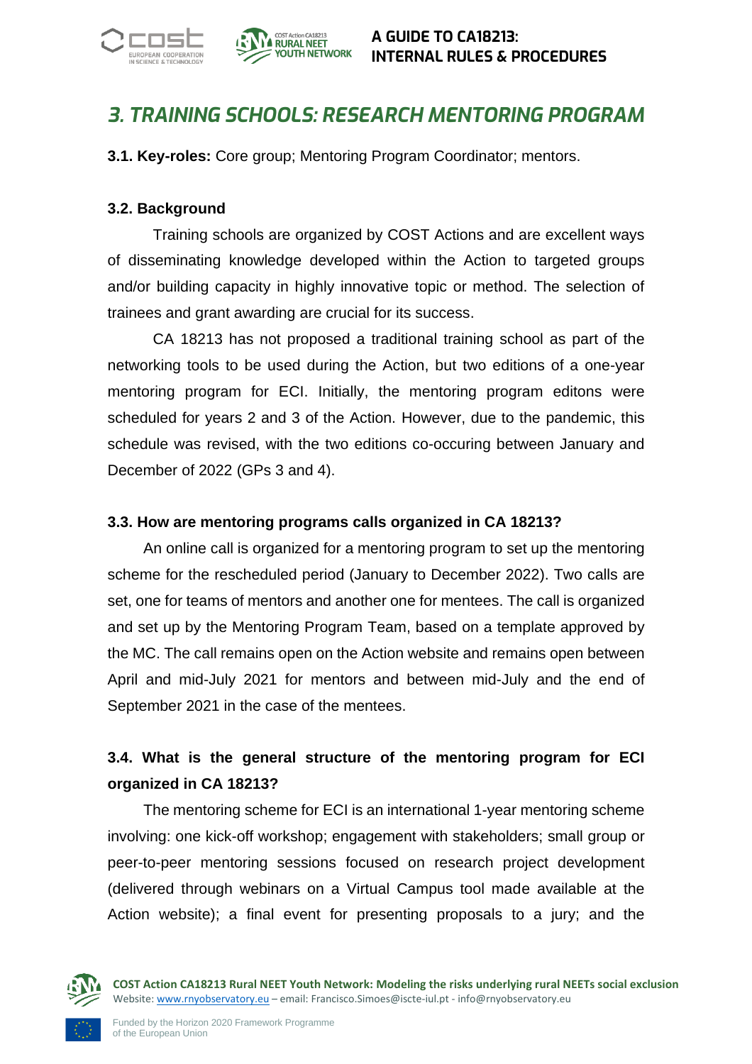# 3. TRAINING SCHOOLS: RESEARCH MENTORING PROGRAM

**3.1. Key-roles:** Core group; Mentoring Program Coordinator; mentors.

**3.2. Background**

Training schools are organized by COST Actions and are excellent ways of disseminating knowledge developed within the Action to targeted groups and/or building capacity in highly innovative topic or method. The selection of trainees and grant awarding are crucial for its success.

CA 18213 has not proposed a traditional training school as part of the networking tools to be used during the Action, but two editions of a one-year mentoring program for ECI. Initially, the mentoring program editons were scheduled for years 2 and 3 of the Action. However, due to the pandemic, this schedule was revised, with the two editions co-occuring between January and December of 2022 (GPs 3 and 4).

**3.3. How are mentoring programs calls organized in CA 18213?**

An online call is organized for a mentoring program to set up the mentoring scheme for the rescheduled period (January to December 2022). Two calls are set, one for teams of mentors and another one for mentees. The call is organized and set up by the Mentoring Program Team, based on a template approved by the MC. The call remains open on the Action website and remains open between April and mid-July 2021 for mentors and between mid-July and the end of September 2021 in the case of the mentees.

**3.4. What is the general structure of the mentoring program for ECI organized in CA 18213?**

The mentoring scheme for ECI is an international 1-year mentoring scheme involving: one kick-off workshop; engagement with stakeholders; small group or peer-to-peer mentoring sessions focused on research project development (delivered through webinars on a Virtual Campus tool made available at the Action website); a final event for presenting proposals to a jury; and the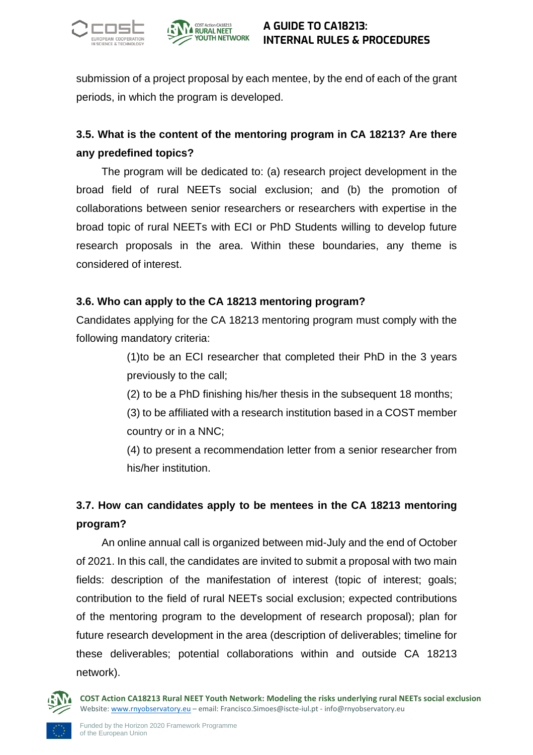submission of a project proposal by each mentee, by the end of each of the grant periods, in which the program is developed.

### 3.5. What is the content of the mentoring program in CA 18213? Are there any predefined topics?

The program will be dedicated to: (a) research project development in the broad field of rural NEETs social exclusion; and (b) the promotion of collaborations between senior researchers or researchers with expertise in the broad topic of rural NEETs with ECI or PhD Students willing to develop future research proposals in the area. Within these boundaries, any theme is considered of interest.

### 3.6. Who can apply to the CA 18213 mentoring program?

Candidates applying for the CA 18213 mentoring program must comply with the following mandatory criteria:

(1)to be an ECI researcher that completed their PhD in the 3 years previously to the call;

(2) to be a PhD finishing his/her thesis in the subsequent 18 months;

(3) to be affiliated with a research institution based in a COST member country or in a NNC;

(4) to present a recommendation letter from a senior researcher from his/her institution.

### 3.7. How can candidates apply to be mentees in the CA 18213 mentoring program?

An online annual call is organized between mid-July and the end of October of 2021. In this call, the candidates are invited to submit a proposal with two main fields: description of the manifestation of interest (topic of interest; goals; contribution to the field of rural NEETs social exclusion; expected contributions of the mentoring program to the development of research proposal); plan for future research development in the area (description of deliverables; timeline for these deliverables; potential collaborations within and outside CA 18213 network).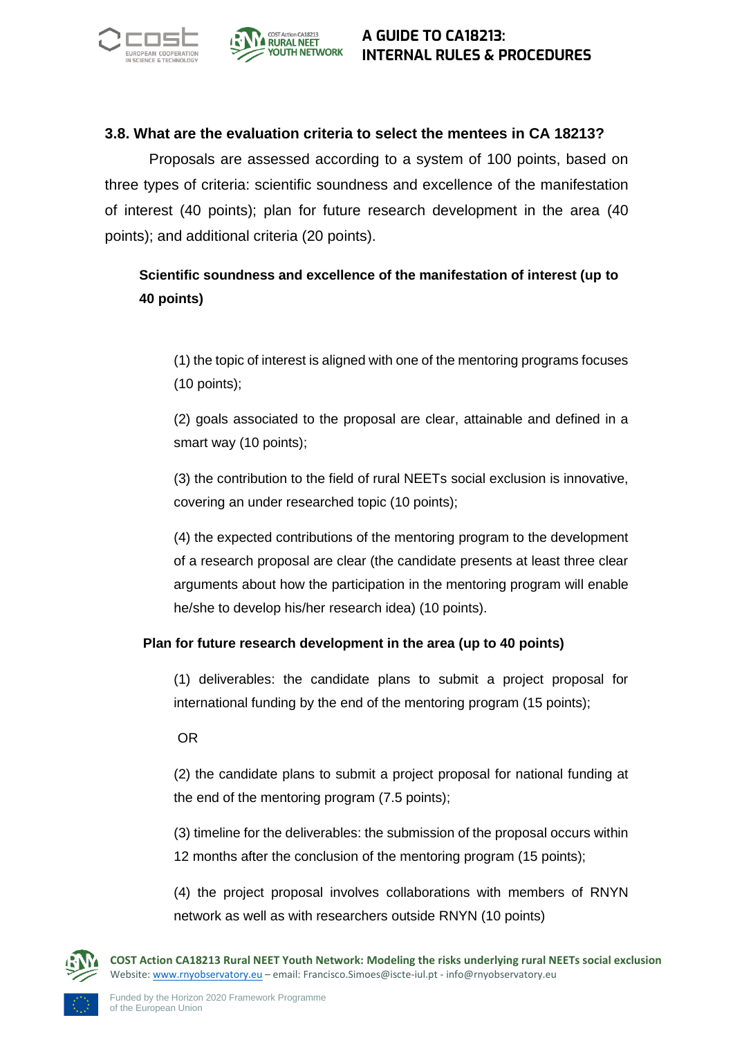### 3.8. What are the evaluation criteria to select the mentees in CA 18213?

Proposals are assessed according to a system of 100 points, based on three types of criteria: scientific soundness and excellence of the manifestation of interest (40 points); plan for future research development in the area (40 points); and additional criteria (20 points).

**Scientific soundness and excellence of the manifestation of interest (up to 40 points)**

(1) the topic of interest is aligned with one of the mentoring programs focuses (10 points);

(2) goals associated to the proposal are clear, attainable and defined in a smart way (10 points);

(3) the contribution to the field of rural NEETs social exclusion is innovative, covering an under researched topic (10 points);

(4) the expected contributions of the mentoring program to the development of a research proposal are clear (the candidate presents at least three clear arguments about how the participation in the mentoring program will enable he/she to develop his/her research idea) (10 points).

**Plan for future research development in the area (up to 40 points)**

(1) deliverables: the candidate plans to submit a project proposal for international funding by the end of the mentoring program (15 points);

OR

(2) the candidate plans to submit a project proposal for national funding at the end of the mentoring program (7.5 points);

(3) timeline for the deliverables: the submission of the proposal occurs within 12 months after the conclusion of the mentoring program (15 points);

(4) the project proposal involves collaborations with members of RNYN network as well as with researchers outside RNYN (10 points)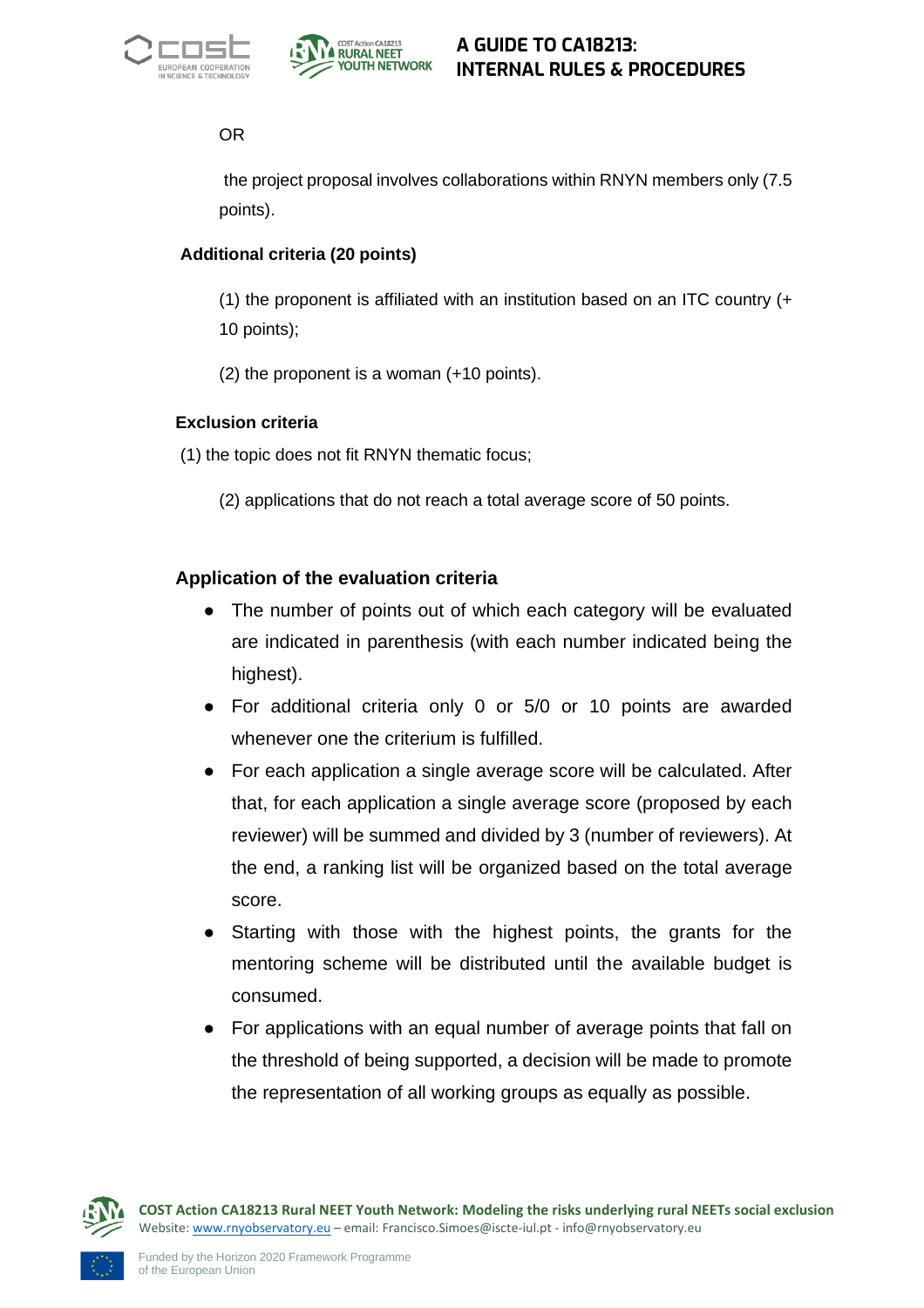OR

the project proposal involves collaborations within RNYN members only (7.5 points).

**Additional criteria (20 points)**

(1) the proponent is affiliated with an institution based on an ITC country (+ 10 points);

(2) the proponent is a woman (+10 points).

**Exclusion criteria**

(1) the topic does not fit RNYN thematic focus;

(2) applications that do not reach a total average score of 50 points.

**Application of the evaluation criteria**

- The number of points out of which each category will be evaluated are indicated in parenthesis (with each number indicated being the highest).
- For additional criteria only 0 or 5/0 or 10 points are awarded whenever one the criterium is fulfilled.
- For each application a single average score will be calculated. After that, for each application a single average score (proposed by each reviewer) will be summed and divided by 3 (number of reviewers). At the end, a ranking list will be organized based on the total average score.
- Starting with those with the highest points, the grants for the mentoring scheme will be distributed until the available budget is consumed.
- For applications with an equal number of average points that fall on the threshold of being supported, a decision will be made to promote the representation of all working groups as equally as possible.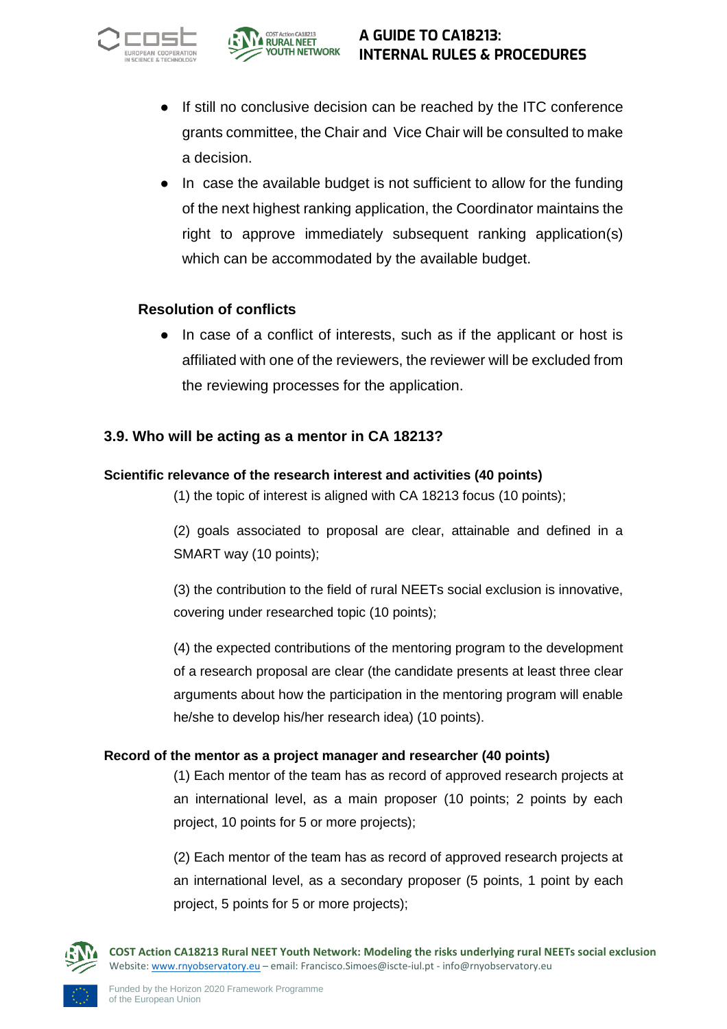- If still no conclusive decision can be reached by the ITC conference grants committee, the Chair and Vice Chair will be consulted to make a decision.
- In case the available budget is not sufficient to allow for the funding of the next highest ranking application, the Coordinator maintains the right to approve immediately subsequent ranking application(s) which can be accommodated by the available budget.

**Resolution of conflicts**

- In case of a conflict of interests, such as if the applicant or host is affiliated with one of the reviewers, the reviewer will be excluded from the reviewing processes for the application.

### 3.9. Who will be acting as a mentor in CA 18213?

**Scientific relevance of the research interest and activities (40 points)**

(1) the topic of interest is aligned with CA 18213 focus (10 points);

(2) goals associated to proposal are clear, attainable and defined in a SMART way (10 points);

(3) the contribution to the field of rural NEETs social exclusion is innovative, covering under researched topic (10 points);

(4) the expected contributions of the mentoring program to the development of a research proposal are clear (the candidate presents at least three clear arguments about how the participation in the mentoring program will enable he/she to develop his/her research idea) (10 points).

**Record of the mentor as a project manager and researcher (40 points)**

(1) Each mentor of the team has as record of approved research projects at an international level, as a main proposer (10 points; 2 points by each project, 10 points for 5 or more projects);

(2) Each mentor of the team has as record of approved research projects at an international level, as a secondary proposer (5 points, 1 point by each project, 5 points for 5 or more projects);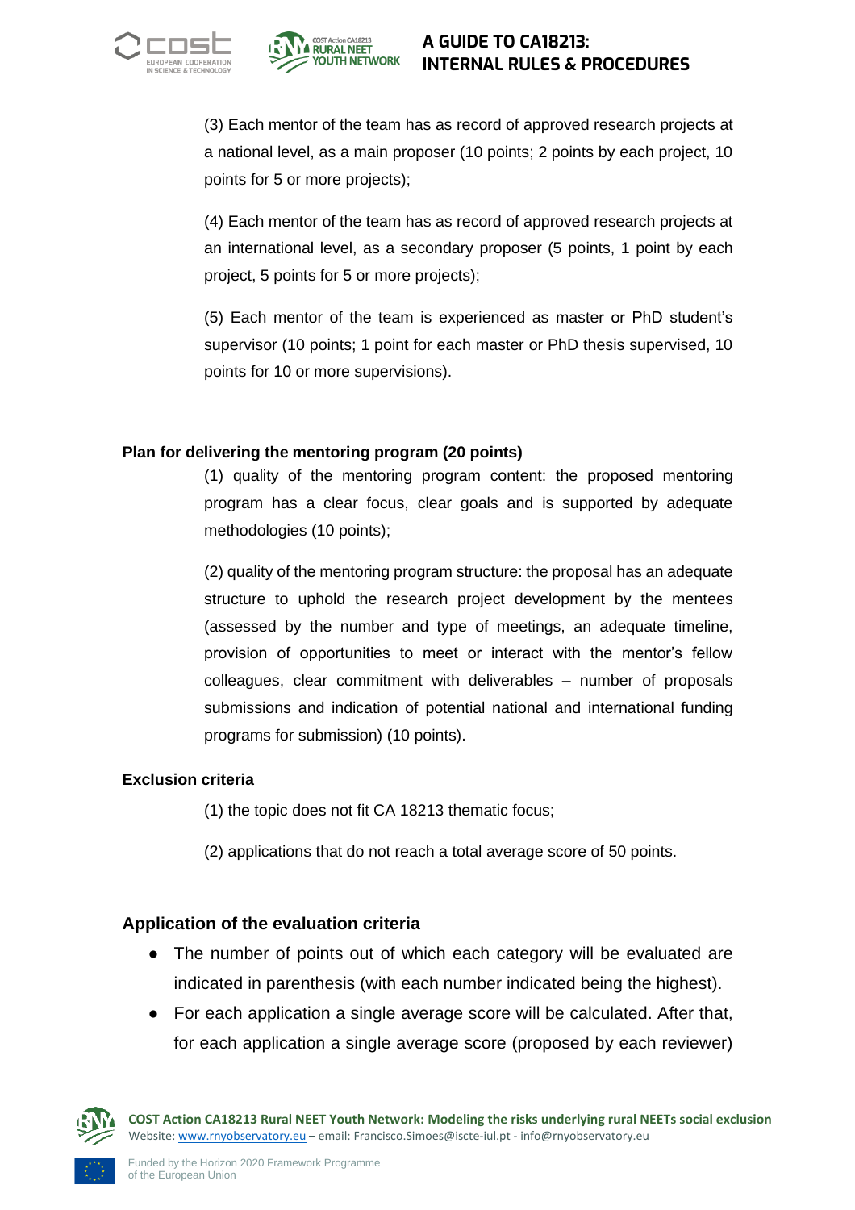(3) Each mentor of the team has as record of approved research projects at a national level, as a main proposer (10 points; 2 points by each project, 10 points for 5 or more projects);

(4) Each mentor of the team has as record of approved research projects at an international level, as a secondary proposer (5 points, 1 point by each project, 5 points for 5 or more projects);

(5) Each mentor of the team is experienced as master or PhD student's supervisor (10 points; 1 point for each master or PhD thesis supervised, 10 points for 10 or more supervisions).

**Plan for delivering the mentoring program (20 points)**

(1) quality of the mentoring program content: the proposed mentoring program has a clear focus, clear goals and is supported by adequate methodologies (10 points);

(2) quality of the mentoring program structure: the proposal has an adequate structure to uphold the research project development by the mentees (assessed by the number and type of meetings, an adequate timeline, provision of opportunities to meet or interact with the mentor's fellow colleagues, clear commitment with deliverables – number of proposals submissions and indication of potential national and international funding programs for submission) (10 points).

**Exclusion criteria**

(1) the topic does not fit CA 18213 thematic focus;

(2) applications that do not reach a total average score of 50 points.

### Application of the evaluation criteria

- The number of points out of which each category will be evaluated are indicated in parenthesis (with each number indicated being the highest).
- For each application a single average score will be calculated. After that, for each application a single average score (proposed by each reviewer)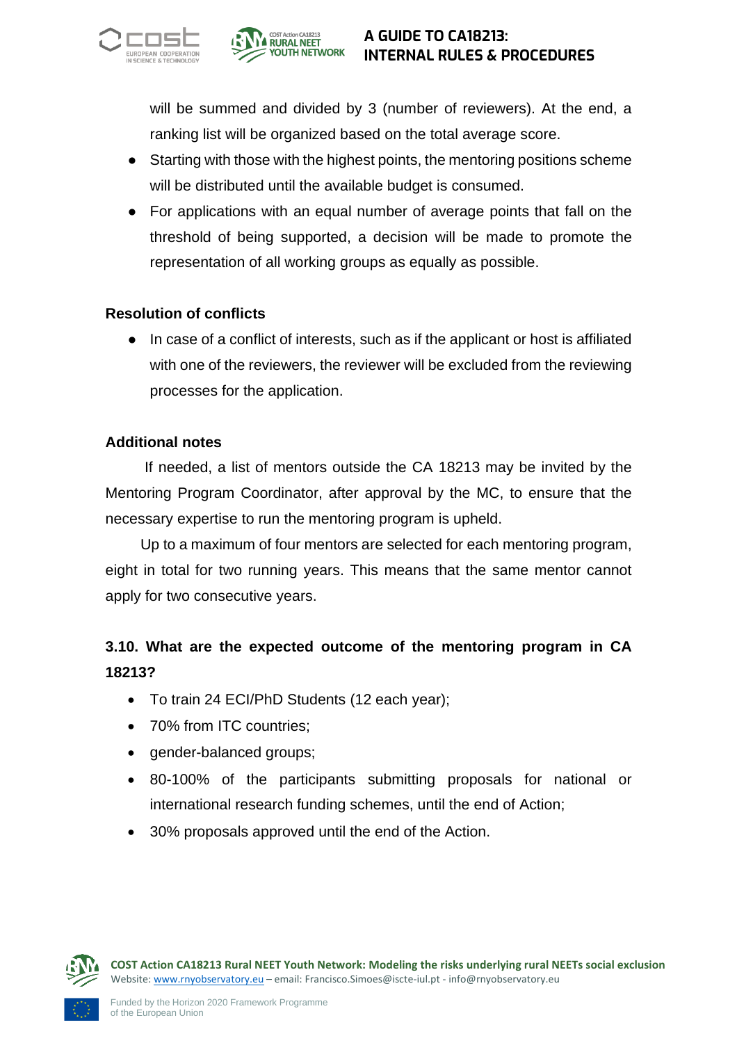will be summed and divided by 3 (number of reviewers). At the end, a ranking list will be organized based on the total average score.

- Starting with those with the highest points, the mentoring positions scheme will be distributed until the available budget is consumed.
- For applications with an equal number of average points that fall on the threshold of being supported, a decision will be made to promote the representation of all working groups as equally as possible.

**Resolution of conflicts**

- In case of a conflict of interests, such as if the applicant or host is affiliated with one of the reviewers, the reviewer will be excluded from the reviewing processes for the application.

**Additional notes**

If needed, a list of mentors outside the CA 18213 may be invited by the Mentoring Program Coordinator, after approval by the MC, to ensure that the necessary expertise to run the mentoring program is upheld.

Up to a maximum of four mentors are selected for each mentoring program, eight in total for two running years. This means that the same mentor cannot apply for two consecutive years.

### 3.10. What are the expected outcome of the mentoring program in CA 18213?

- To train 24 ECI/PhD Students (12 each year);
- 70% from ITC countries;
- gender-balanced groups;
- 80-100% of the participants submitting proposals for national or international research funding schemes, until the end of Action;
- 30% proposals approved until the end of the Action.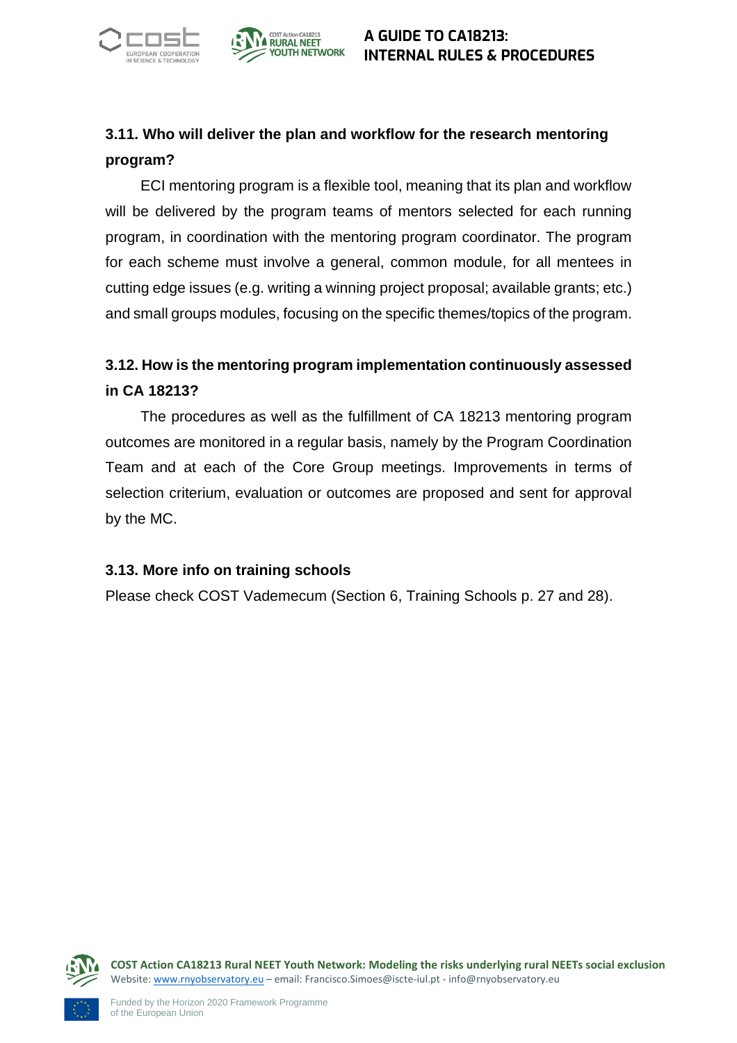### 3.11. Who will deliver the plan and workflow for the research mentoring program?

ECI mentoring program is a flexible tool, meaning that its plan and workflow will be delivered by the program teams of mentors selected for each running program, in coordination with the mentoring program coordinator. The program for each scheme must involve a general, common module, for all mentees in cutting edge issues (e.g. writing a winning project proposal; available grants; etc.) and small groups modules, focusing on the specific themes/topics of the program.

### 3.12. How is the mentoring program implementation continuously assessed in CA 18213?

The procedures as well as the fulfillment of CA 18213 mentoring program outcomes are monitored in a regular basis, namely by the Program Coordination Team and at each of the Core Group meetings. Improvements in terms of selection criterium, evaluation or outcomes are proposed and sent for approval by the MC.

### 3.13. More info on training schools

Please check COST Vademecum (Section 6, Training Schools p. 27 and 28).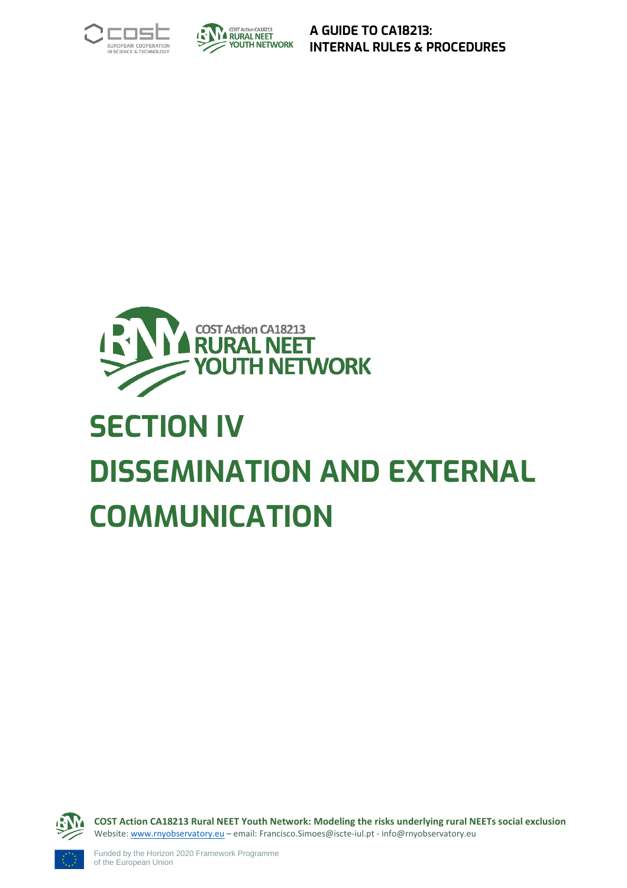# SECTION IV

# DISSEMINATION AND EXTERNAL COMMUNICATION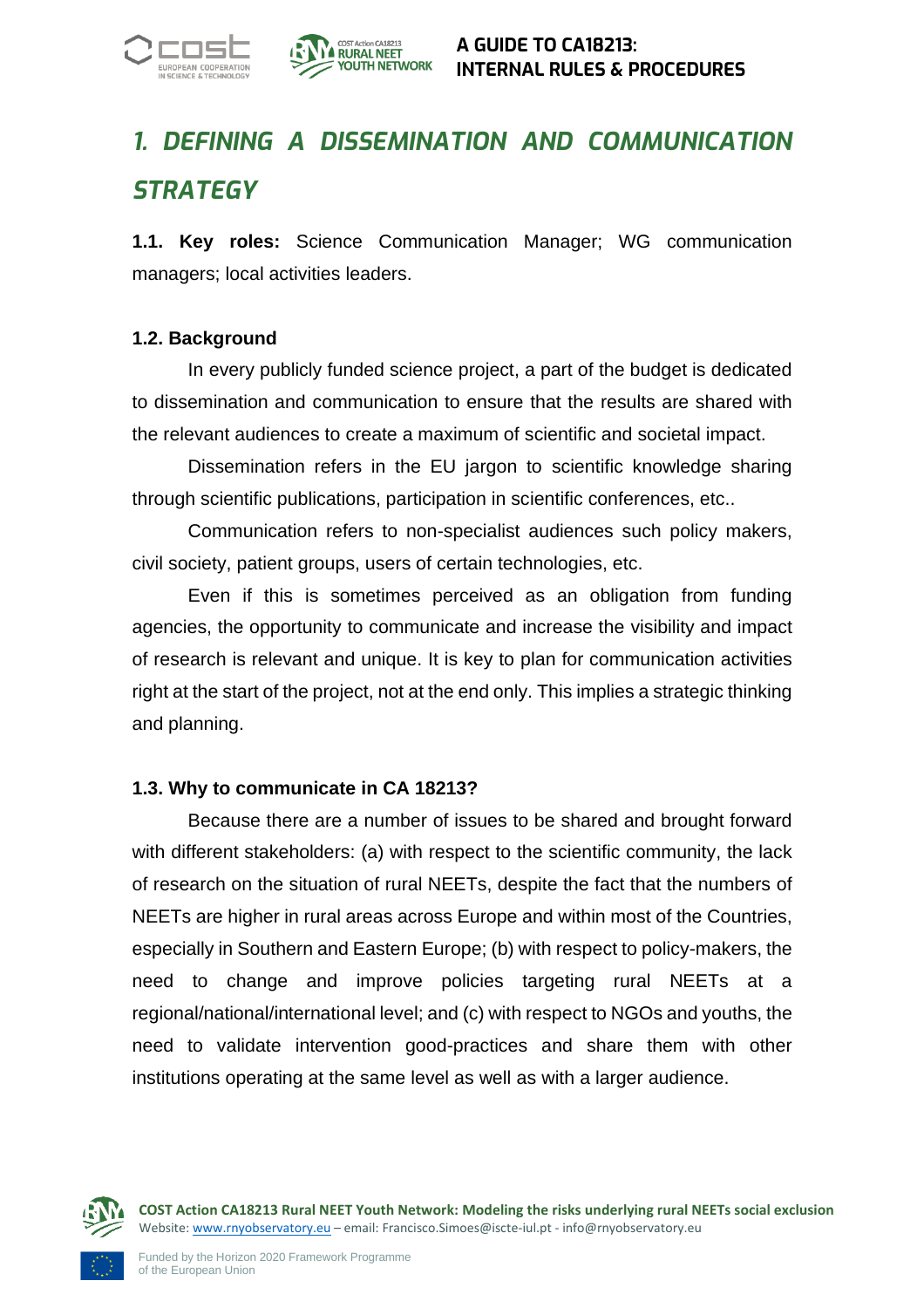# *1. DEFINING A DISSEMINATION AND COMMUNICATION STRATEGY*

**1.1. Key roles:** Science Communication Manager; WG communication managers; local activities leaders.

**1.2. Background**

In every publicly funded science project, a part of the budget is dedicated to dissemination and communication to ensure that the results are shared with the relevant audiences to create a maximum of scientific and societal impact.

Dissemination refers in the EU jargon to scientific knowledge sharing through scientific publications, participation in scientific conferences, etc..

Communication refers to non-specialist audiences such policy makers, civil society, patient groups, users of certain technologies, etc.

Even if this is sometimes perceived as an obligation from funding agencies, the opportunity to communicate and increase the visibility and impact of research is relevant and unique. It is key to plan for communication activities right at the start of the project, not at the end only. This implies a strategic thinking and planning.

**1.3. Why to communicate in CA 18213?**

Because there are a number of issues to be shared and brought forward with different stakeholders: (a) with respect to the scientific community, the lack of research on the situation of rural NEETs, despite the fact that the numbers of NEETs are higher in rural areas across Europe and within most of the Countries, especially in Southern and Eastern Europe; (b) with respect to policy-makers, the need to change and improve policies targeting rural NEETs at a regional/national/international level; and (c) with respect to NGOs and youths, the need to validate intervention good-practices and share them with other institutions operating at the same level as well as with a larger audience.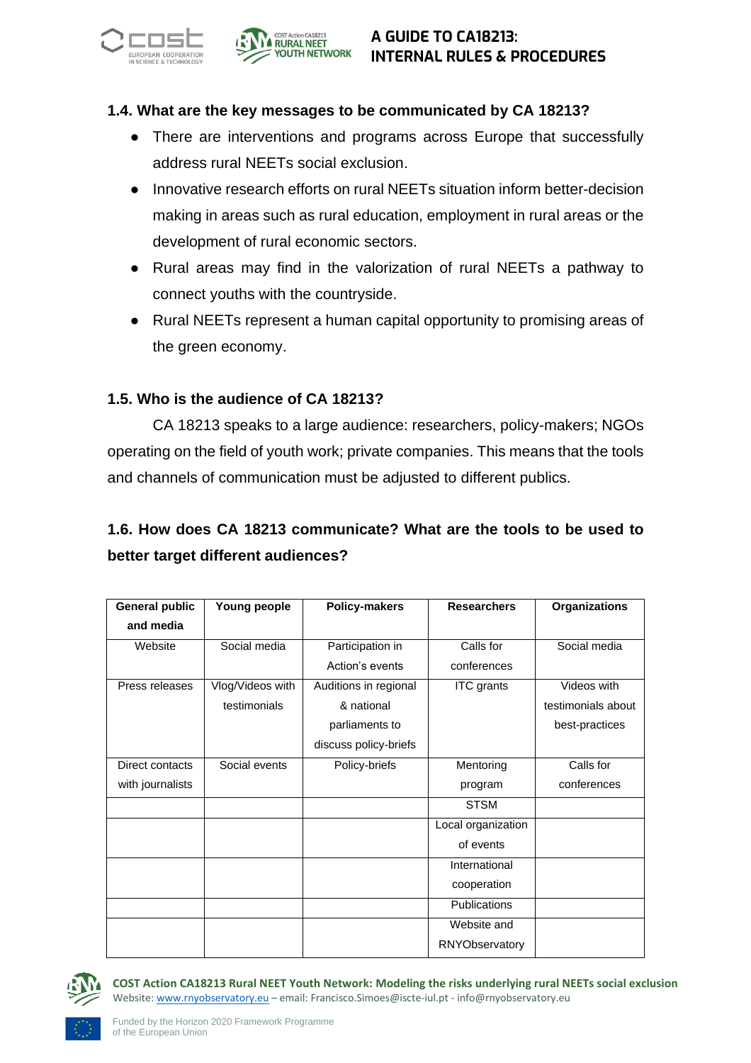### 1.4. What are the key messages to be communicated by CA 18213?

- There are interventions and programs across Europe that successfully address rural NEETs social exclusion.
- Innovative research efforts on rural NEETs situation inform better-decision making in areas such as rural education, employment in rural areas or the development of rural economic sectors.
- Rural areas may find in the valorization of rural NEETs a pathway to connect youths with the countryside.
- Rural NEETs represent a human capital opportunity to promising areas of the green economy.

### 1.5. Who is the audience of CA 18213?

CA 18213 speaks to a large audience: researchers, policy-makers; NGOs operating on the field of youth work; private companies. This means that the tools and channels of communication must be adjusted to different publics.

### 1.6. How does CA 18213 communicate? What are the tools to be used to better target different audiences?

| General public and media | Young people | Policy-makers | Researchers | Organizations |
|---|---|---|---|---|
| Website | Social media | Participation in Action's events | Calls for conferences | Social media |
| Press releases | Vlog/Videos with testimonials | Auditions in regional & national parliaments to discuss policy-briefs | ITC grants | Videos with testimonials about best-practices |
| Direct contacts with journalists | Social events | Policy-briefs | Mentoring program | Calls for conferences |
| | | | STSM | |
| | | | Local organization of events | |
| | | | International cooperation | |
| | | | Publications | |
| | | | Website and RNYObservatory | |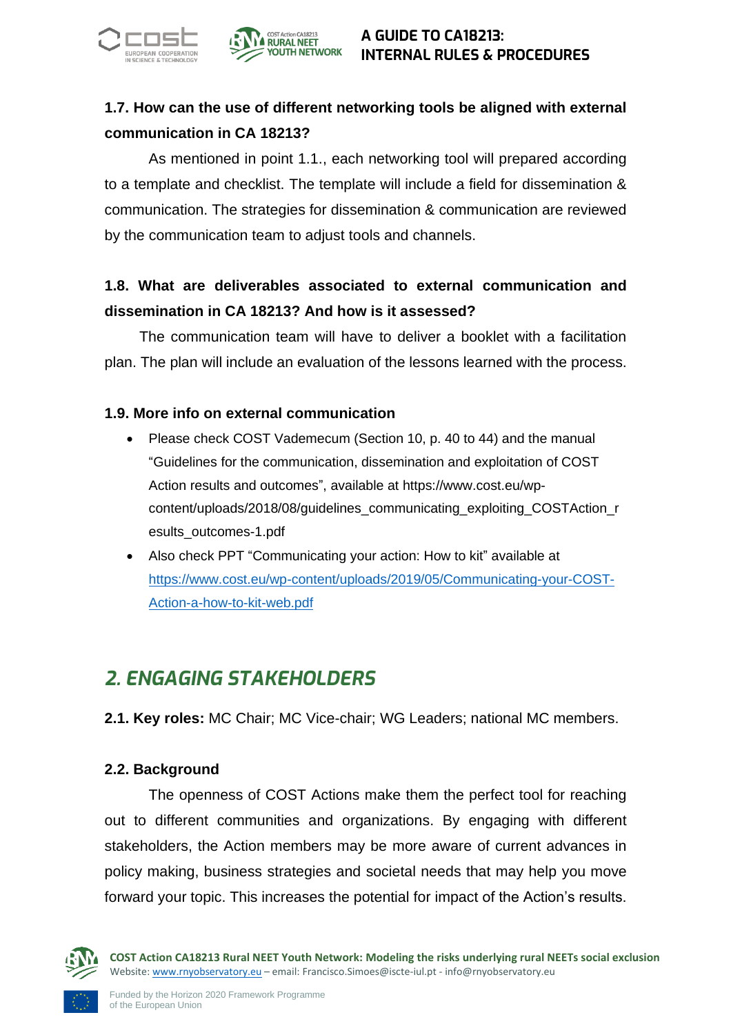### 1.7. How can the use of different networking tools be aligned with external communication in CA 18213?

As mentioned in point 1.1., each networking tool will prepared according to a template and checklist. The template will include a field for dissemination & communication. The strategies for dissemination & communication are reviewed by the communication team to adjust tools and channels.

### 1.8. What are deliverables associated to external communication and dissemination in CA 18213? And how is it assessed?

The communication team will have to deliver a booklet with a facilitation plan. The plan will include an evaluation of the lessons learned with the process.

### 1.9. More info on external communication

- Please check COST Vademecum (Section 10, p. 40 to 44) and the manual "Guidelines for the communication, dissemination and exploitation of COST Action results and outcomes", available at https://www.cost.eu/wp-content/uploads/2018/08/guidelines_communicating_exploiting_COSTAction_results_outcomes-1.pdf
- Also check PPT "Communicating your action: How to kit" available at [https://www.cost.eu/wp-content/uploads/2019/05/Communicating-your-COST-Action-a-how-to-kit-web.pdf](https://www.cost.eu/wp-content/uploads/2019/05/Communicating-your-COST-Action-a-how-to-kit-web.pdf)

## *2. ENGAGING STAKEHOLDERS*

**2.1. Key roles:** MC Chair; MC Vice-chair; WG Leaders; national MC members.

### 2.2. Background

The openness of COST Actions make them the perfect tool for reaching out to different communities and organizations. By engaging with different stakeholders, the Action members may be more aware of current advances in policy making, business strategies and societal needs that may help you move forward your topic. This increases the potential for impact of the Action's results.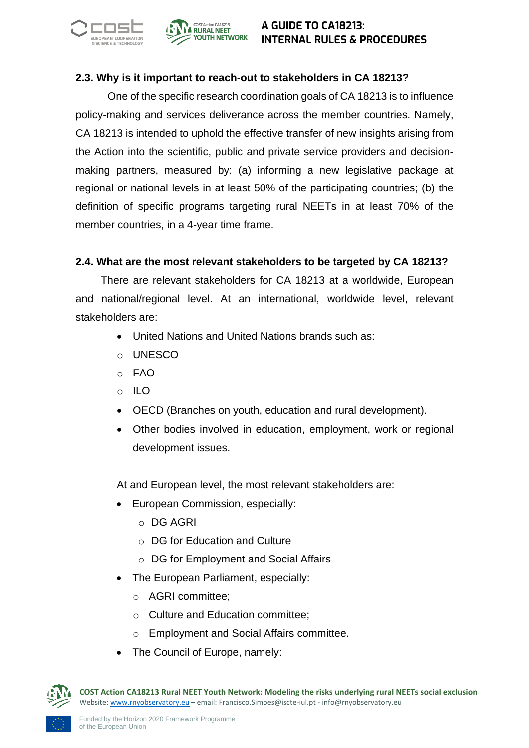### 2.3. Why is it important to reach-out to stakeholders in CA 18213?

One of the specific research coordination goals of CA 18213 is to influence policy-making and services deliverance across the member countries. Namely, CA 18213 is intended to uphold the effective transfer of new insights arising from the Action into the scientific, public and private service providers and decision-making partners, measured by: (a) informing a new legislative package at regional or national levels in at least 50% of the participating countries; (b) the definition of specific programs targeting rural NEETs in at least 70% of the member countries, in a 4-year time frame.

### 2.4. What are the most relevant stakeholders to be targeted by CA 18213?

There are relevant stakeholders for CA 18213 at a worldwide, European and national/regional level. At an international, worldwide level, relevant stakeholders are:

- United Nations and United Nations brands such as:
  - UNESCO
  - FAO
  - ILO
- OECD (Branches on youth, education and rural development).
- Other bodies involved in education, employment, work or regional development issues.

At and European level, the most relevant stakeholders are:

- European Commission, especially:
  - DG AGRI
  - DG for Education and Culture
  - DG for Employment and Social Affairs
- The European Parliament, especially:
  - AGRI committee;
  - Culture and Education committee;
  - Employment and Social Affairs committee.
- The Council of Europe, namely: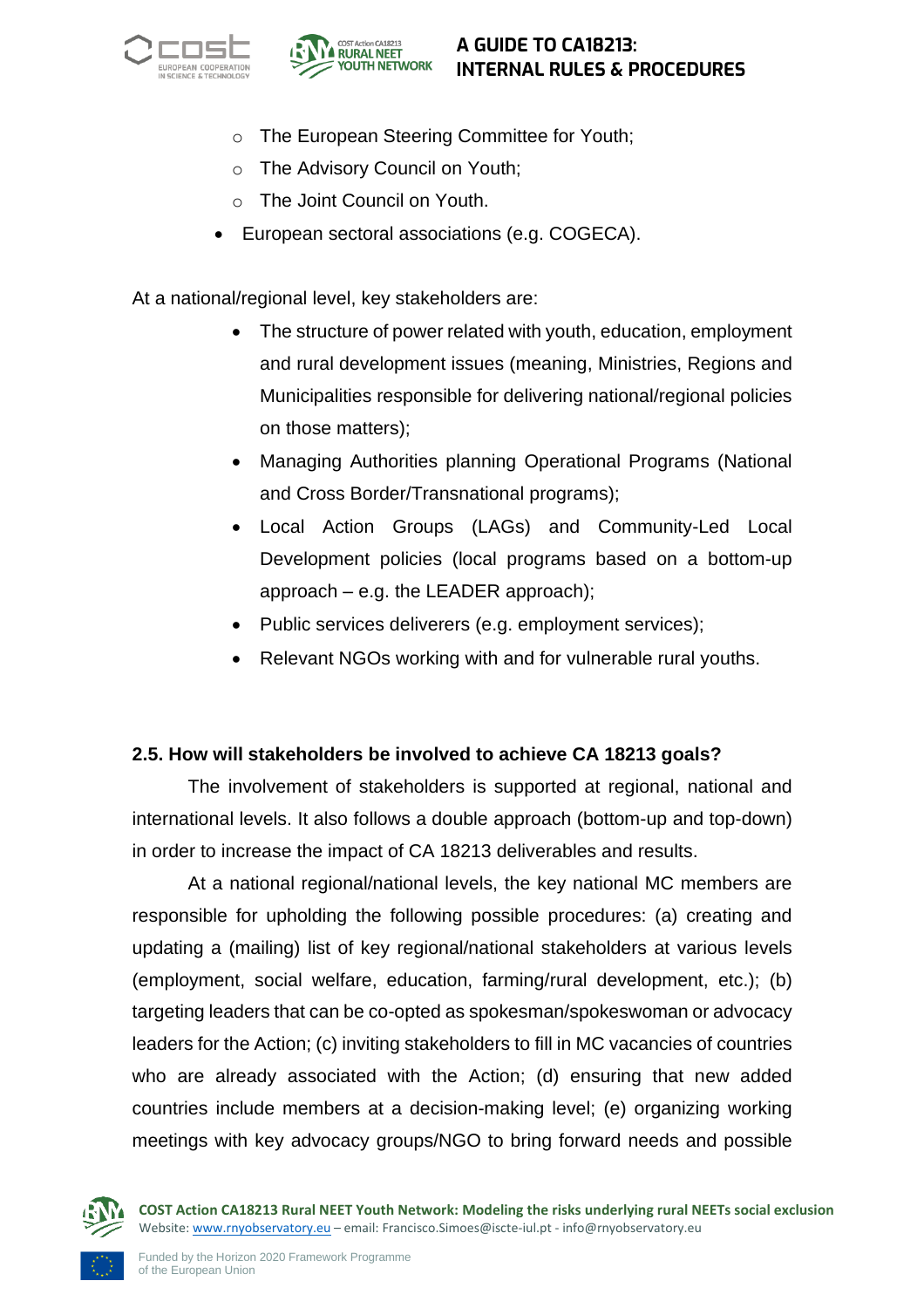- The European Steering Committee for Youth;
  - The Advisory Council on Youth;
  - The Joint Council on Youth.
- European sectoral associations (e.g. COGECA).

At a national/regional level, key stakeholders are:

- The structure of power related with youth, education, employment and rural development issues (meaning, Ministries, Regions and Municipalities responsible for delivering national/regional policies on those matters);
- Managing Authorities planning Operational Programs (National and Cross Border/Transnational programs);
- Local Action Groups (LAGs) and Community-Led Local Development policies (local programs based on a bottom-up approach – e.g. the LEADER approach);
- Public services deliverers (e.g. employment services);
- Relevant NGOs working with and for vulnerable rural youths.

### 2.5. How will stakeholders be involved to achieve CA 18213 goals?

The involvement of stakeholders is supported at regional, national and international levels. It also follows a double approach (bottom-up and top-down) in order to increase the impact of CA 18213 deliverables and results.

At a national regional/national levels, the key national MC members are responsible for upholding the following possible procedures: (a) creating and updating a (mailing) list of key regional/national stakeholders at various levels (employment, social welfare, education, farming/rural development, etc.); (b) targeting leaders that can be co-opted as spokesman/spokeswoman or advocacy leaders for the Action; (c) inviting stakeholders to fill in MC vacancies of countries who are already associated with the Action; (d) ensuring that new added countries include members at a decision-making level; (e) organizing working meetings with key advocacy groups/NGO to bring forward needs and possible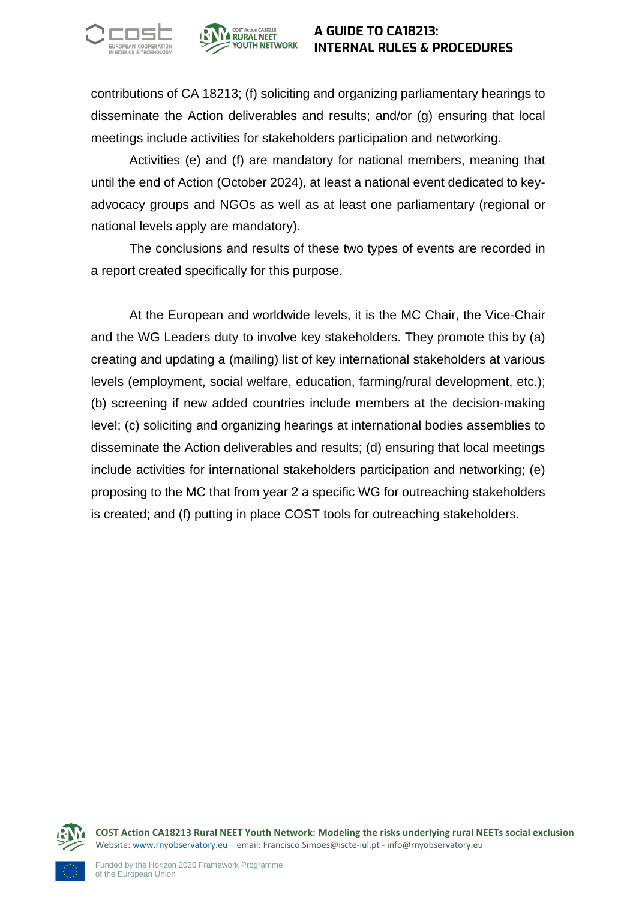contributions of CA 18213; (f) soliciting and organizing parliamentary hearings to disseminate the Action deliverables and results; and/or (g) ensuring that local meetings include activities for stakeholders participation and networking.

Activities (e) and (f) are mandatory for national members, meaning that until the end of Action (October 2024), at least a national event dedicated to key-advocacy groups and NGOs as well as at least one parliamentary (regional or national levels apply are mandatory).

The conclusions and results of these two types of events are recorded in a report created specifically for this purpose.

At the European and worldwide levels, it is the MC Chair, the Vice-Chair and the WG Leaders duty to involve key stakeholders. They promote this by (a) creating and updating a (mailing) list of key international stakeholders at various levels (employment, social welfare, education, farming/rural development, etc.); (b) screening if new added countries include members at the decision-making level; (c) soliciting and organizing hearings at international bodies assemblies to disseminate the Action deliverables and results; (d) ensuring that local meetings include activities for international stakeholders participation and networking; (e) proposing to the MC that from year 2 a specific WG for outreaching stakeholders is created; and (f) putting in place COST tools for outreaching stakeholders.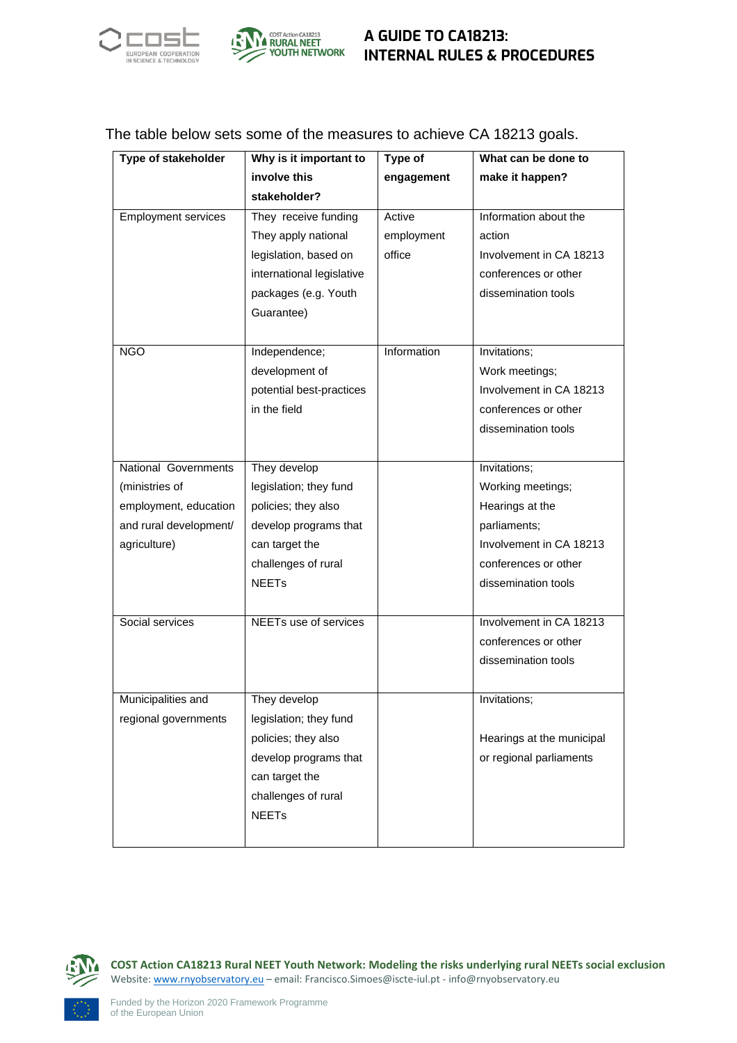The table below sets some of the measures to achieve CA 18213 goals.

| Type of stakeholder | Why is it important to involve this stakeholder? | Type of engagement | What can be done to make it happen? |
|---|---|---|---|
| Employment services | They receive funding<br>They apply national legislation, based on international legislative packages (e.g. Youth Guarantee) | Active employment office | Information about the action<br>Involvement in CA 18213 conferences or other dissemination tools |
| NGO | Independence; development of potential best-practices in the field | Information | Invitations;<br>Work meetings;<br>Involvement in CA 18213 conferences or other dissemination tools |
| National Governments (ministries of employment, education and rural development/ agriculture) | They develop legislation; they fund policies; they also develop programs that can target the challenges of rural NEETs | | Invitations;<br>Working meetings;<br>Hearings at the parliaments;<br>Involvement in CA 18213 conferences or other dissemination tools |
| Social services | NEETs use of services | | Involvement in CA 18213 conferences or other dissemination tools |
| Municipalities and regional governments | They develop legislation; they fund policies; they also develop programs that can target the challenges of rural NEETs | | Invitations;<br><br>Hearings at the municipal or regional parliaments |